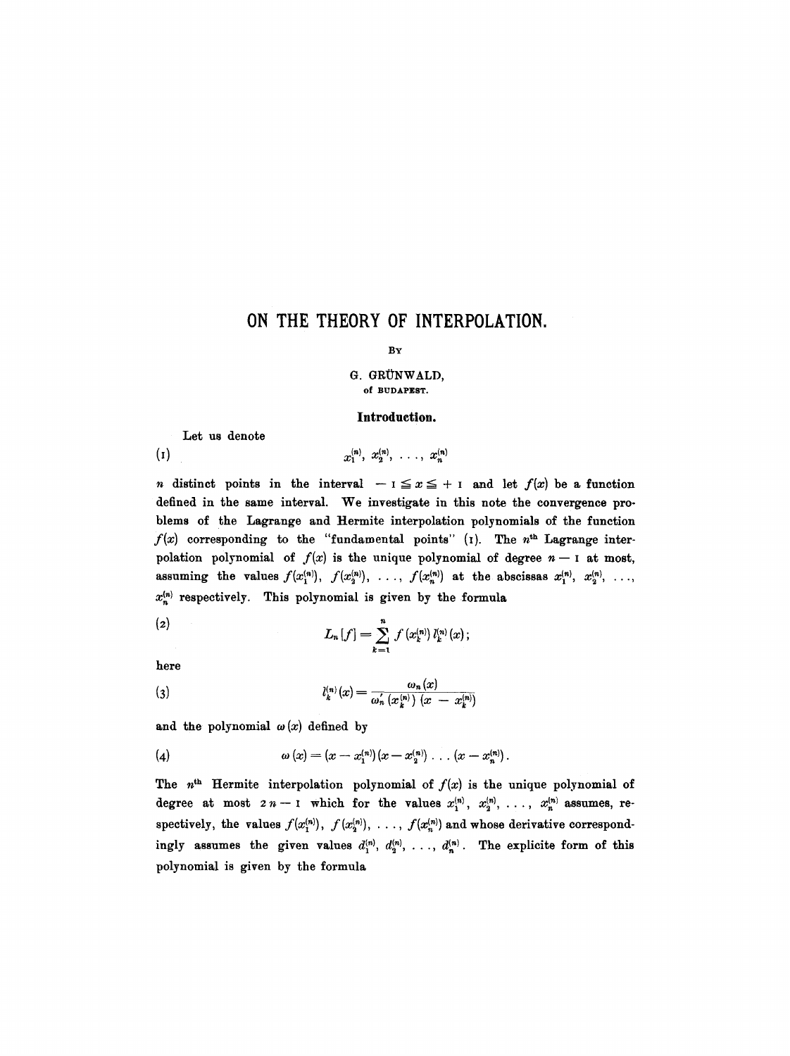# ON THE THEORY OF INTERPOLATION.

BY

G. GRÜNWALD,
of BUDAPEST.

### Introduction.

Let us denote

$$(1) \qquad x_1^{(n)},\ x_2^{(n)},\ \ldots,\ x_n^{(n)}$$

$n$ distinct points in the interval $-1 \leqq x \leqq +1$ and let $f(x)$ be a function defined in the same interval. We investigate in this note the convergence problems of the Lagrange and Hermite interpolation polynomials of the function $f(x)$ corresponding to the "fundamental points" (1). The $n^{\text{th}}$ Lagrange interpolation polynomial of $f(x)$ is the unique polynomial of degree $n-1$ at most, assuming the values $f(x_1^{(n)}),\ f(x_2^{(n)}),\ \ldots,\ f(x_n^{(n)})$ at the abscissas $x_1^{(n)},\ x_2^{(n)},\ \ldots,\ x_n^{(n)}$ respectively. This polynomial is given by the formula

$$(2) \qquad L_n[f] = \sum_{k=1}^{n} f(x_k^{(n)})\, l_k^{(n)}(x);$$

here

$$(3) \qquad l_k^{(n)}(x) = \frac{\omega_n(x)}{\omega_n'(x_k^{(n)})\,(x - x_k^{(n)})}$$

and the polynomial $\omega(x)$ defined by

$$(4) \qquad \omega(x) = (x - x_1^{(n)})(x - x_2^{(n)}) \ldots (x - x_n^{(n)}).$$

The $n^{\text{th}}$ Hermite interpolation polynomial of $f(x)$ is the unique polynomial of degree at most $2n-1$ which for the values $x_1^{(n)},\ x_2^{(n)},\ \ldots,\ x_n^{(n)}$ assumes, respectively, the values $f(x_1^{(n)}),\ f(x_2^{(n)}),\ \ldots,\ f(x_n^{(n)})$ and whose derivative correspondingly assumes the given values $d_1^{(n)},\ d_2^{(n)},\ \ldots,\ d_n^{(n)}$. The explicite form of this polynomial is given by the formula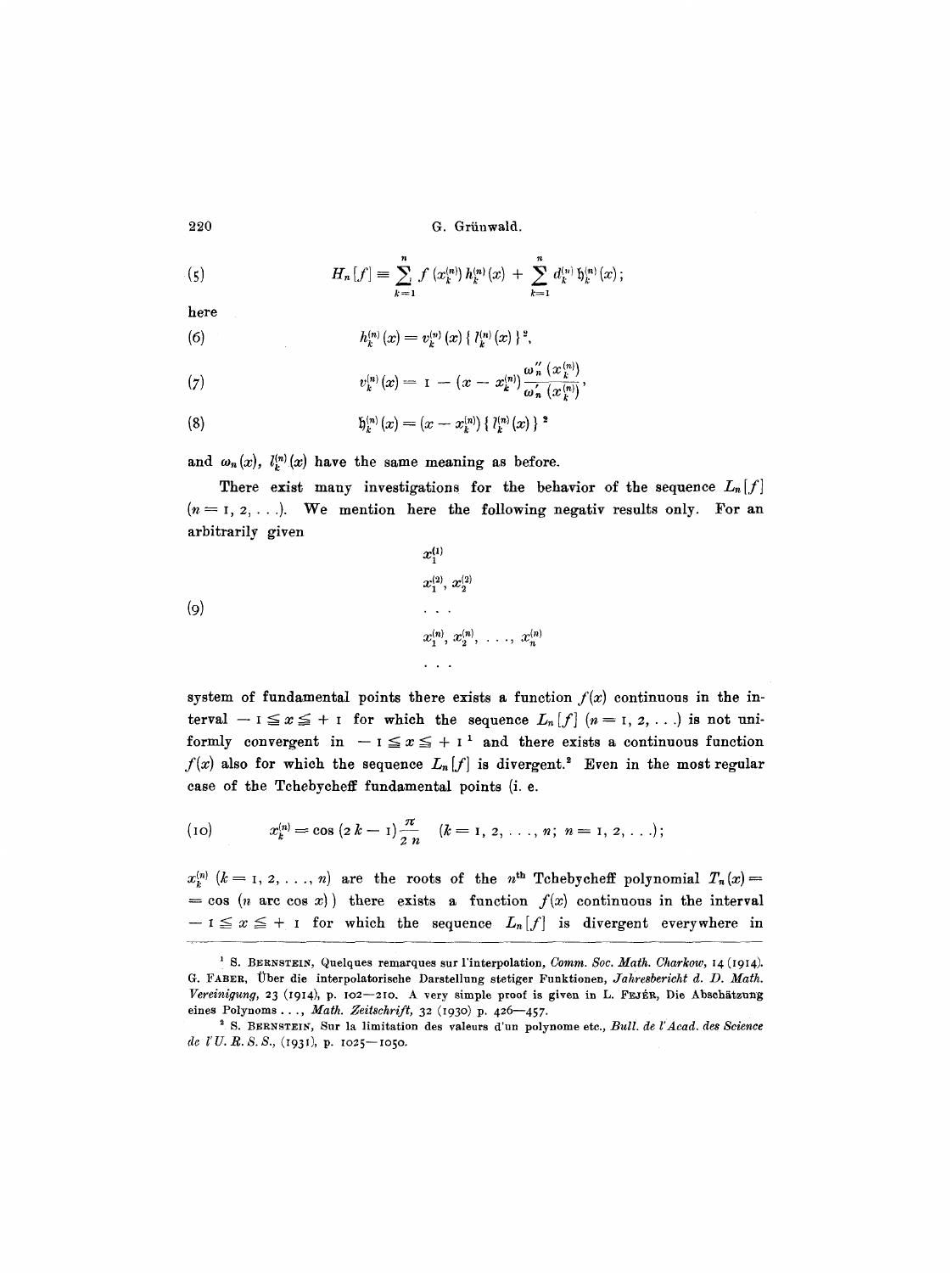$$H_n[f] \equiv \sum_{k=1}^{n} f(x_k^{(n)}) h_k^{(n)}(x) + \sum_{k=1}^{n} d_k^{(n)} \mathfrak{h}_k^{(n)}(x); \tag{5}$$

here

$$h_k^{(n)}(x) = v_k^{(n)}(x) \{ l_k^{(n)}(x) \}^2, \tag{6}$$

$$v_k^{(n)}(x) = 1 - (x - x_k^{(n)}) \frac{\omega_n''(x_k^{(n)})}{\omega_n'(x_k^{(n)})}, \tag{7}$$

$$\mathfrak{h}_k^{(n)}(x) = (x - x_k^{(n)}) \{ l_k^{(n)}(x) \}^2 \tag{8}$$

and $\omega_n(x)$, $l_k^{(n)}(x)$ have the same meaning as before.

There exist many investigations for the behavior of the sequence $L_n[f]$ $(n = 1, 2, \ldots)$. We mention here the following negativ results only. For an arbitrarily given

$$\begin{array}{l} x_1^{(1)} \\ x_1^{(2)}, x_2^{(2)} \\ \cdots \\ x_1^{(n)}, x_2^{(n)}, \ldots, x_n^{(n)} \\ \cdots \end{array} \tag{9}$$

system of fundamental points there exists a function $f(x)$ continuous in the interval $-1 \leqq x \leqq +1$ for which the sequence $L_n[f]$ $(n = 1, 2, \ldots)$ is not uniformly convergent in $-1 \leqq x \leqq +1$ [1] and there exists a continuous function $f(x)$ also for which the sequence $L_n[f]$ is divergent.[2] Even in the most regular case of the Tchebycheff fundamental points (i. e.

$$x_k^{(n)} = \cos(2k - 1)\frac{\pi}{2n} \quad (k = 1, 2, \ldots, n; \; n = 1, 2, \ldots); \tag{10}$$

$x_k^{(n)}$ $(k = 1, 2, \ldots, n)$ are the roots of the $n^{\text{th}}$ Tchebycheff polynomial $T_n(x) = \cos(n \arc \cos x)$) there exists a function $f(x)$ continuous in the interval $-1 \leqq x \leqq +1$ for which the sequence $L_n[f]$ is divergent everywhere in

---

[1] S. Bernstein, Quelques remarques sur l'interpolation, *Comm. Soc. Math. Charkow*, 14 (1914). G. Faber, Über die interpolatorische Darstellung stetiger Funktionen, *Jahresbericht d. D. Math. Vereinigung*, 23 (1914), p. 102—210. A very simple proof is given in L. Fejér, Die Abschätzung eines Polynoms ..., *Math. Zeitschrift*, 32 (1930) p. 426—457.

[2] S. Bernstein, Sur la limitation des valeurs d'un polynome etc., *Bull. de l'Acad. des Science de l'U. R. S. S.*, (1931), p. 1025—1050.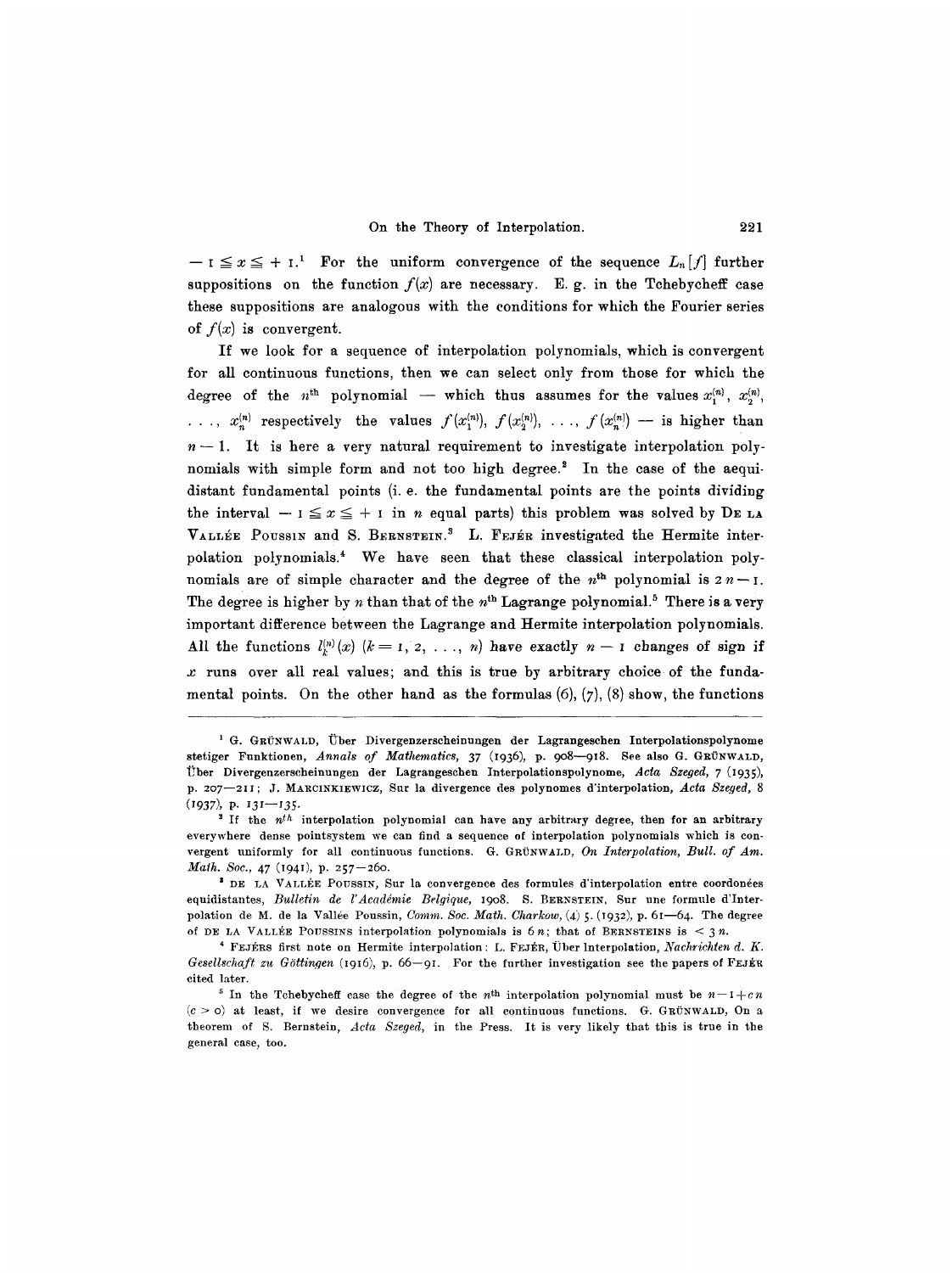$-1 \leqq x \leqq +1$.[1] For the uniform convergence of the sequence $L_n[f]$ further suppositions on the function $f(x)$ are necessary. E. g. in the Tchebycheff case these suppositions are analogous with the conditions for which the Fourier series of $f(x)$ is convergent.

If we look for a sequence of interpolation polynomials, which is convergent for all continuous functions, then we can select only from those for which the degree of the $n^{\text{th}}$ polynomial — which thus assumes for the values $x_1^{(n)}, x_2^{(n)}, \ldots, x_n^{(n)}$ respectively the values $f(x_1^{(n)}), f(x_2^{(n)}), \ldots, f(x_n^{(n)})$ — is higher than $n-1$. It is here a very natural requirement to investigate interpolation polynomials with simple form and not too high degree.[2] In the case of the aequidistant fundamental points (i. e. the fundamental points are the points dividing the interval $-1 \leqq x \leqq +1$ in $n$ equal parts) this problem was solved by De la Vallée Poussin and S. Bernstein.[3] L. Fejér investigated the Hermite interpolation polynomials.[4] We have seen that these classical interpolation polynomials are of simple character and the degree of the $n^{\text{th}}$ polynomial is $2n-1$. The degree is higher by $n$ than that of the $n^{\text{th}}$ Lagrange polynomial.[5] There is a very important difference between the Lagrange and Hermite interpolation polynomials. All the functions $l_k^{(n)}(x)$ $(k = 1, 2, \ldots, n)$ have exactly $n-1$ changes of sign if $x$ runs over all real values; and this is true by arbitrary choice of the fundamental points. On the other hand as the formulas (6), (7), (8) show, the functions

---

[1] G. Grünwald, Über Divergenzerscheinungen der Lagrangeschen Interpolationspolynome stetiger Funktionen, *Annals of Mathematics*, 37 (1936), p. 908—918. See also G. Grünwald, Über Divergenzerscheinungen der Lagrangeschen Interpolationspolynome, *Acta Szeged*, 7 (1935), p. 207—211; J. Marcinkiewicz, Sur la divergence des polynomes d'interpolation, *Acta Szeged*, 8 (1937), p. 131—135.

[2] If the $n^{th}$ interpolation polynomial can have any arbitrary degree, then for an arbitrary everywhere dense pointsystem we can find a sequence of interpolation polynomials which is convergent uniformly for all continuous functions. G. Grünwald, *On Interpolation*, *Bull. of Am. Math. Soc.*, 47 (1941), p. 257—260.

[3] De la Vallée Poussin, Sur la convergence des formules d'interpolation entre coordonées equidistantes, *Bulletin de l'Académie Belgique*, 1908. S. Bernstein, Sur une formule d'Interpolation de M. de la Vallée Poussin, *Comm. Soc. Math. Charkow*, (4) 5. (1932), p. 61—64. The degree of de la Vallée Poussins interpolation polynomials is $6n$; that of Bernsteins is $< 3n$.

[4] Fejérs first note on Hermite interpolation: L. Fejér, Über Interpolation, *Nachrichten d. K. Gesellschaft zu Göttingen* (1916), p. 66—91. For the further investigation see the papers of Fejér cited later.

[5] In the Tchebycheff case the degree of the $n^{\text{th}}$ interpolation polynomial must be $n-1+cn$ $(c > 0)$ at least, if we desire convergence for all continuous functions. G. Grünwald, On a theorem of S. Bernstein, *Acta Szeged*, in the Press. It is very likely that this is true in the general case, too.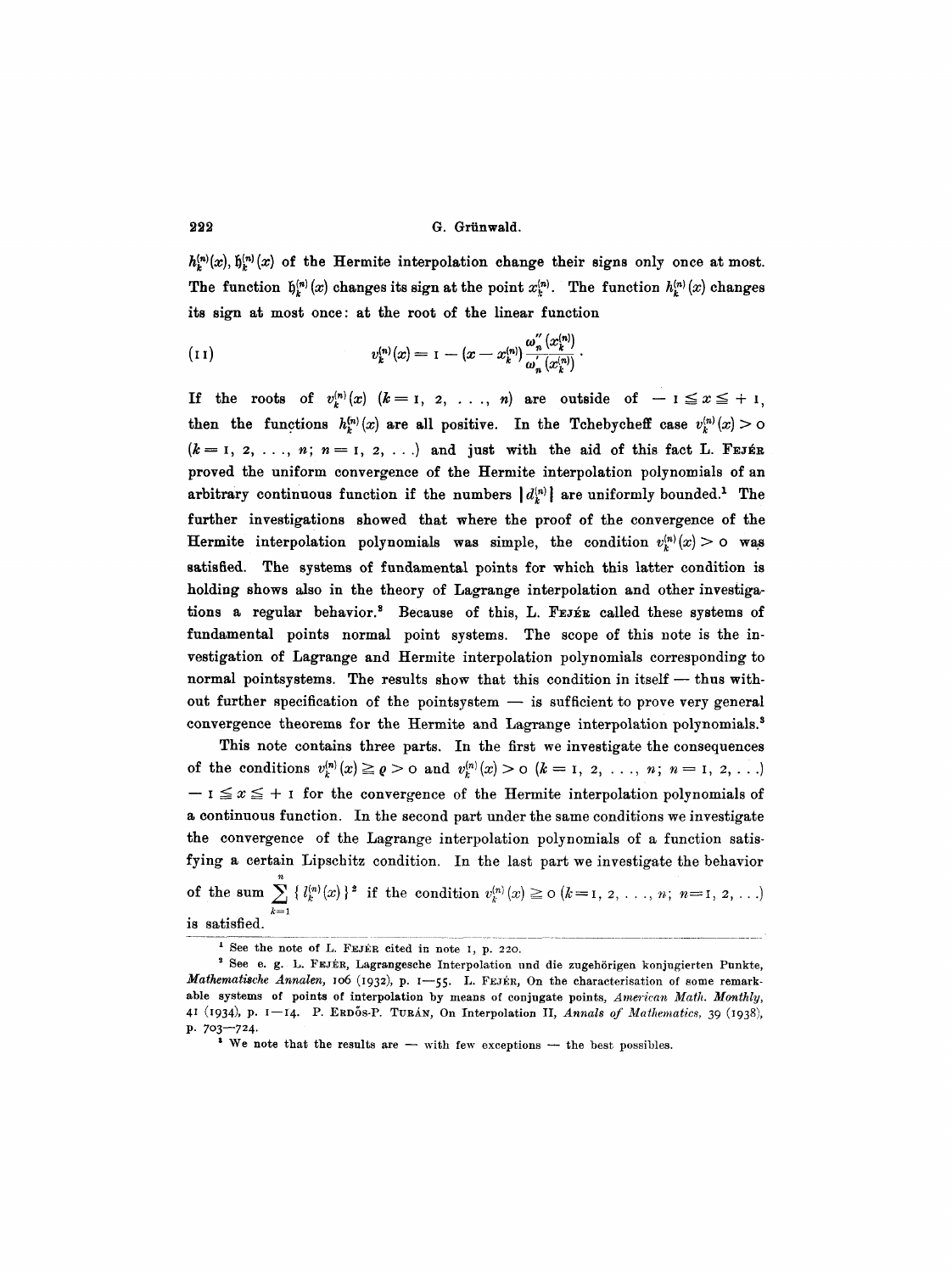$h_k^{(n)}(x), \mathfrak{h}_k^{(n)}(x)$ of the Hermite interpolation change their signs only once at most. The function $\mathfrak{h}_k^{(n)}(x)$ changes its sign at the point $x_k^{(n)}$. The function $h_k^{(n)}(x)$ changes its sign at most once: at the root of the linear function

$$v_k^{(n)}(x) = 1 - (x - x_k^{(n)}) \frac{\omega_n''(x_k^{(n)})}{\omega_n'(x_k^{(n)})}. \tag{11}$$

If the roots of $v_k^{(n)}(x)$ $(k = 1, 2, \ldots, n)$ are outside of $-1 \leqq x \leqq +1$, then the functions $h_k^{(n)}(x)$ are all positive. In the Tchebycheff case $v_k^{(n)}(x) > 0$ $(k = 1, 2, \ldots, n;\ n = 1, 2, \ldots)$ and just with the aid of this fact L. FEJÉR proved the uniform convergence of the Hermite interpolation polynomials of an arbitrary continuous function if the numbers $|d_k^{(n)}|$ are uniformly bounded.[1] The further investigations showed that where the proof of the convergence of the Hermite interpolation polynomials was simple, the condition $v_k^{(n)}(x) > 0$ was satisfied. The systems of fundamental points for which this latter condition is holding shows also in the theory of Lagrange interpolation and other investigations a regular behavior.[2] Because of this, L. FEJÉR called these systems of fundamental points normal point systems. The scope of this note is the investigation of Lagrange and Hermite interpolation polynomials corresponding to normal pointsystems. The results show that this condition in itself — thus without further specification of the pointsystem — is sufficient to prove very general convergence theorems for the Hermite and Lagrange interpolation polynomials.[3]

This note contains three parts. In the first we investigate the consequences of the conditions $v_k^{(n)}(x) \geqq \varrho > 0$ and $v_k^{(n)}(x) > 0$ $(k = 1, 2, \ldots, n;\ n = 1, 2, \ldots)$ $-1 \leqq x \leqq +1$ for the convergence of the Hermite interpolation polynomials of a continuous function. In the second part under the same conditions we investigate the convergence of the Lagrange interpolation polynomials of a function satisfying a certain Lipschitz condition. In the last part we investigate the behavior of the sum $\sum_{k=1}^{n} \{ l_k^{(n)}(x) \}^2$ if the condition $v_k^{(n)}(x) \geqq 0$ $(k = 1, 2, \ldots, n;\ n = 1, 2, \ldots)$ is satisfied.

---

[1] See the note of L. FEJÉR cited in note 1, p. 220.

[2] See e. g. L. FEJÉR, Lagrangesche Interpolation und die zugehörigen konjugierten Punkte, *Mathematische Annalen*, 106 (1932), p. 1—55. L. FEJÉR, On the characterisation of some remarkable systems of points of interpolation by means of conjugate points, *American Math. Monthly*, 41 (1934), p. 1—14. P. ERDŐS-P. TURÁN, On Interpolation II, *Annals of Mathematics*, 39 (1938), p. 703—724.

[3] We note that the results are — with few exceptions — the best possibles.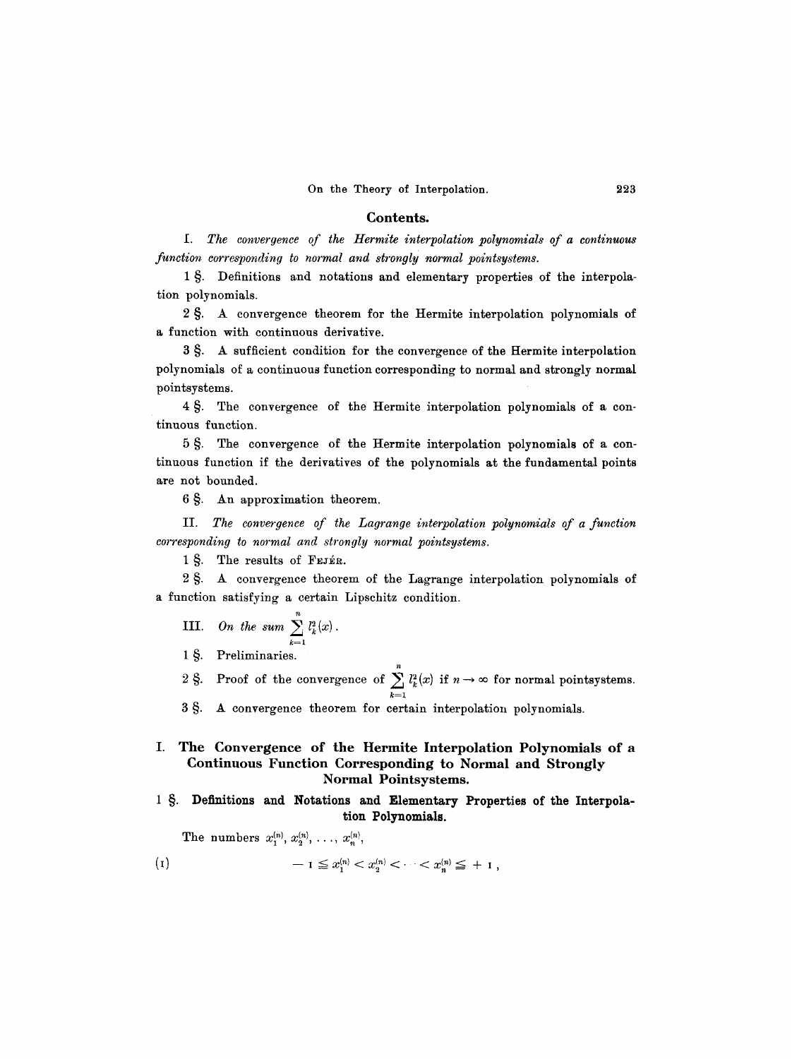## Contents.

I. *The convergence of the Hermite interpolation polynomials of a continuous function corresponding to normal and strongly normal pointsystems.*

1 §. Definitions and notations and elementary properties of the interpolation polynomials.

2 §. A convergence theorem for the Hermite interpolation polynomials of a function with continuous derivative.

3 §. A sufficient condition for the convergence of the Hermite interpolation polynomials of a continuous function corresponding to normal and strongly normal pointsystems.

4 §. The convergence of the Hermite interpolation polynomials of a continuous function.

5 §. The convergence of the Hermite interpolation polynomials of a continuous function if the derivatives of the polynomials at the fundamental points are not bounded.

6 §. An approximation theorem.

II. *The convergence of the Lagrange interpolation polynomials of a function corresponding to normal and strongly normal pointsystems.*

1 §. The results of FEJÉR.

2 §. A convergence theorem of the Lagrange interpolation polynomials of a function satisfying a certain Lipschitz condition.

III. *On the sum* $\sum_{k=1}^{n} l_k^2(x)$.

1 §. Preliminaries.

2 §. Proof of the convergence of $\sum_{k=1}^{n} l_k^2(x)$ if $n \to \infty$ for normal pointsystems.

3 §. A convergence theorem for certain interpolation polynomials.

# I. The Convergence of the Hermite Interpolation Polynomials of a Continuous Function Corresponding to Normal and Strongly Normal Pointsystems.

## 1 §. Definitions and Notations and Elementary Properties of the Interpolation Polynomials.

The numbers $x_1^{(n)}, x_2^{(n)}, \ldots, x_n^{(n)}$,

$$(1) \qquad -1 \leqq x_1^{(n)} < x_2^{(n)} < \cdots < x_n^{(n)} \leqq +1,$$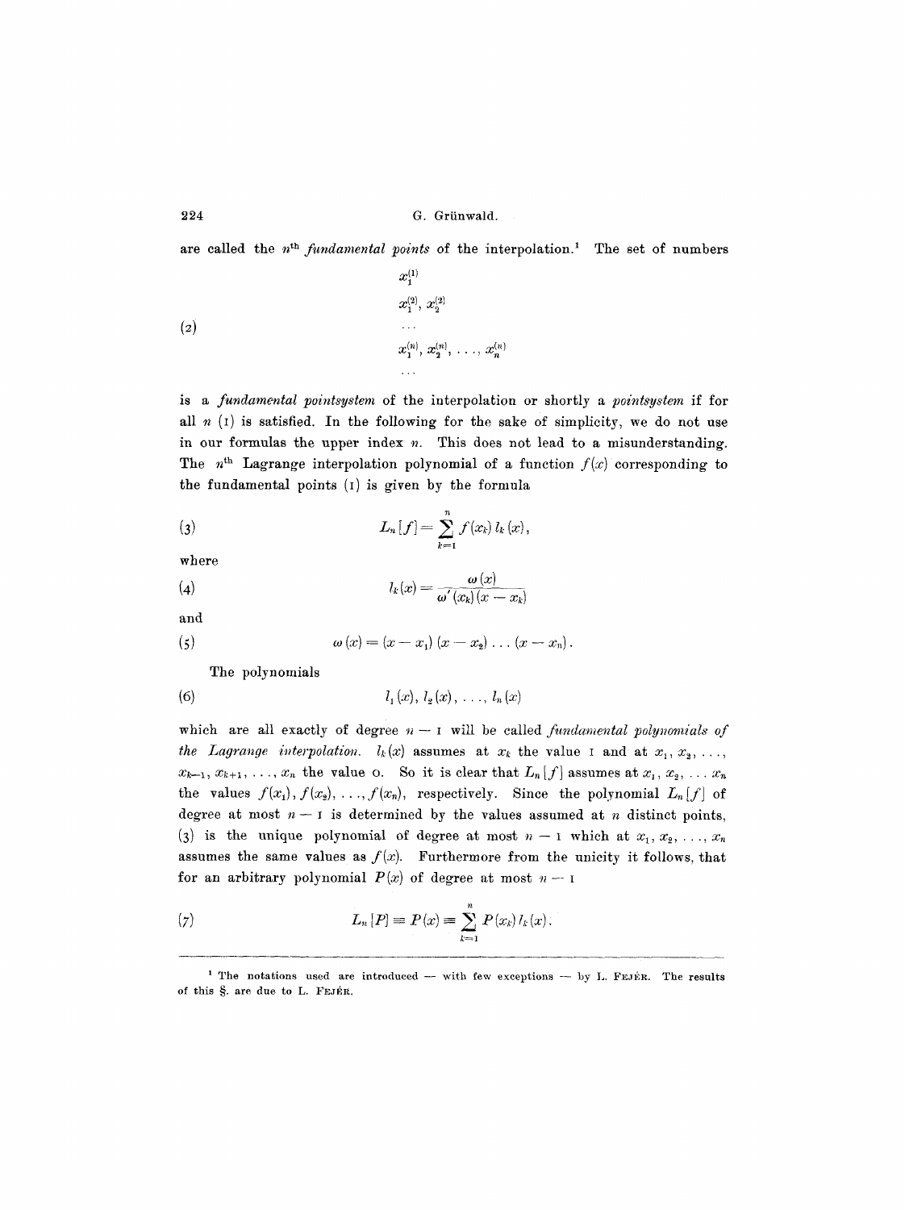are called the $n^{\text{th}}$ *fundamental points* of the interpolation.[1] The set of numbers

$$
\tag{2}
\begin{array}{l}
x_1^{(1)} \\
x_1^{(2)}, x_2^{(2)} \\
\dots \\
x_1^{(n)}, x_2^{(n)}, \dots, x_n^{(n)} \\
\dots
\end{array}
$$

is a *fundamental pointsystem* of the interpolation or shortly a *pointsystem* if for all $n$ (1) is satisfied. In the following for the sake of simplicity, we do not use in our formulas the upper index $n$. This does not lead to a misunderstanding. The $n^{\text{th}}$ Lagrange interpolation polynomial of a function $f(x)$ corresponding to the fundamental points (1) is given by the formula

$$
\tag{3}
L_n[f] = \sum_{k=1}^{n} f(x_k)\, l_k(x),
$$

where

$$
\tag{4}
l_k(x) = \frac{\omega(x)}{\omega'(x_k)(x - x_k)}
$$

and

$$
\tag{5}
\omega(x) = (x - x_1)(x - x_2)\dots(x - x_n).
$$

The polynomials

$$
\tag{6}
l_1(x), l_2(x), \dots, l_n(x)
$$

which are all exactly of degree $n - 1$ will be called *fundamental polynomials of the Lagrange interpolation*. $l_k(x)$ assumes at $x_k$ the value 1 and at $x_1, x_2, \dots, x_{k-1}, x_{k+1}, \dots, x_n$ the value 0. So it is clear that $L_n[f]$ assumes at $x_1, x_2, \dots x_n$ the values $f(x_1), f(x_2), \dots, f(x_n)$, respectively. Since the polynomial $L_n[f]$ of degree at most $n - 1$ is determined by the values assumed at $n$ distinct points, (3) is the unique polynomial of degree at most $n - 1$ which at $x_1, x_2, \dots, x_n$ assumes the same values as $f(x)$. Furthermore from the unicity it follows, that for an arbitrary polynomial $P(x)$ of degree at most $n - 1$

$$
\tag{7}
L_n[P] \equiv P(x) \equiv \sum_{k=1}^{n} P(x_k)\, l_k(x).
$$

---

[1] The notations used are introduced — with few exceptions — by L. FEJÉR. The results of this §. are due to L. FEJÉR.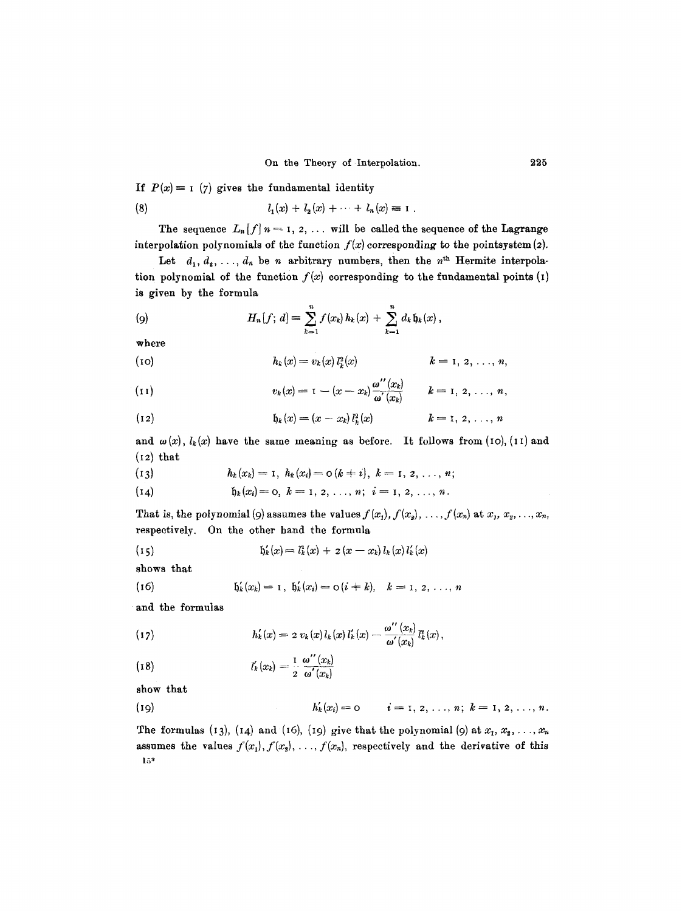If $P(x) \equiv 1$ (7) gives the fundamental identity

$$l_1(x) + l_2(x) + \cdots + l_n(x) \equiv 1 \,. \tag{8}$$

The sequence $L_n[f]$ $n = 1, 2, \ldots$ will be called the sequence of the Lagrange interpolation polynomials of the function $f(x)$ corresponding to the pointsystem (2).

Let $d_1, d_2, \ldots, d_n$ be $n$ arbitrary numbers, then the $n^{\text{th}}$ Hermite interpolation polynomial of the function $f(x)$ corresponding to the fundamental points (1) is given by the formula

$$H_n[f;\, d] \equiv \sum_{k=1}^{n} f(x_k)\, h_k(x) + \sum_{k=1}^{n} d_k\, \mathfrak{h}_k(x)\,, \tag{9}$$

where

$$h_k(x) = v_k(x)\, l_k^2(x) \qquad\qquad k = 1, 2, \ldots, n, \tag{10}$$

$$v_k(x) = 1 - (x - x_k)\frac{\omega''(x_k)}{\omega'(x_k)} \qquad k = 1, 2, \ldots, n, \tag{11}$$

$$\mathfrak{h}_k(x) = (x - x_k)\, l_k^2(x) \qquad\qquad k = 1, 2, \ldots, n \tag{12}$$

and $\omega(x)$, $l_k(x)$ have the same meaning as before. It follows from (10), (11) and (12) that

$$h_k(x_k) = 1,\; h_k(x_i) = 0\,(k \neq i),\;\; k = 1, 2, \ldots, n; \tag{13}$$

$$\mathfrak{h}_k(x_i) = 0,\;\; k = 1, 2, \ldots, n;\;\; i = 1, 2, \ldots, n. \tag{14}$$

That is, the polynomial (9) assumes the values $f(x_1), f(x_2), \ldots, f(x_n)$ at $x_1, x_2, \ldots, x_n$, respectively. On the other hand the formula

$$\mathfrak{h}_k'(x) = l_k^2(x) + 2\,(x - x_k)\, l_k(x)\, l_k'(x) \tag{15}$$

shows that

$$\mathfrak{h}_k'(x_k) = 1,\;\; \mathfrak{h}_k'(x_i) = 0\,(i \neq k),\quad k = 1, 2, \ldots, n \tag{16}$$

and the formulas

$$h_k'(x) = 2\, v_k(x)\, l_k(x)\, l_k'(x) - \frac{\omega''(x_k)}{\omega'(x_k)}\, l_k^2(x)\,, \tag{17}$$

$$l_k'(x_k) = \frac{1}{2}\,\frac{\omega''(x_k)}{\omega'(x_k)} \tag{18}$$

show that

$$h_k'(x_i) = 0 \qquad i = 1, 2, \ldots, n;\;\; k = 1, 2, \ldots, n. \tag{19}$$

The formulas (13), (14) and (16), (19) give that the polynomial (9) at $x_1, x_2, \ldots, x_n$ assumes the values $f(x_1), f(x_2), \ldots, f(x_n)$, respectively and the derivative of this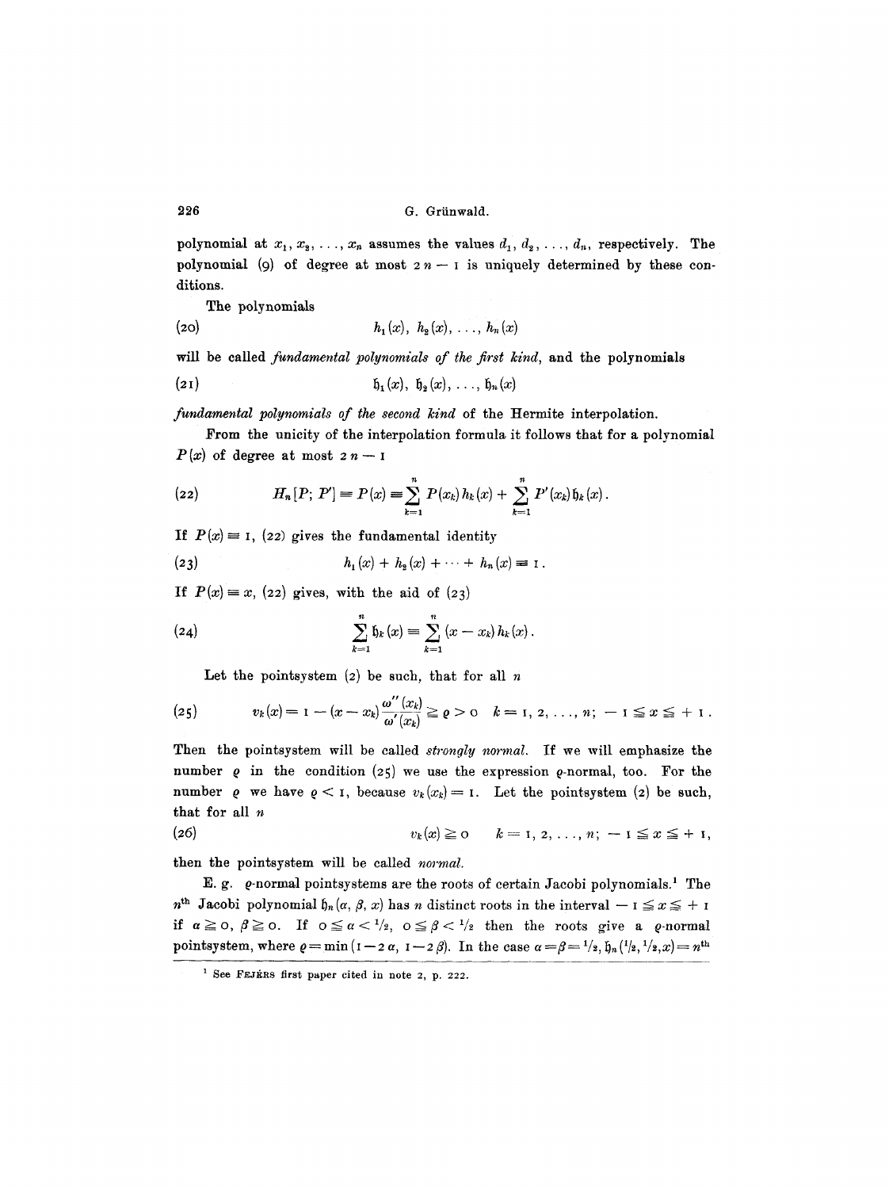polynomial at $x_1, x_2, \ldots, x_n$ assumes the values $d_1, d_2, \ldots, d_n$, respectively. The polynomial (9) of degree at most $2n - 1$ is uniquely determined by these conditions.

The polynomials

$$h_1(x),\ h_2(x),\ \ldots,\ h_n(x) \tag{20}$$

will be called *fundamental polynomials of the first kind*, and the polynomials

$$\mathfrak{h}_1(x),\ \mathfrak{h}_2(x),\ \ldots,\ \mathfrak{h}_n(x) \tag{21}$$

*fundamental polynomials of the second kind* of the Hermite interpolation.

From the unicity of the interpolation formula it follows that for a polynomial $P(x)$ of degree at most $2n - 1$

$$H_n[P;\, P'] = P(x) \equiv \sum_{k=1}^{n} P(x_k)\, h_k(x) + \sum_{k=1}^{n} P'(x_k)\, \mathfrak{h}_k(x). \tag{22}$$

If $P(x) \equiv 1$, (22) gives the fundamental identity

$$h_1(x) + h_2(x) + \cdots + h_n(x) \equiv 1. \tag{23}$$

If $P(x) \equiv x$, (22) gives, with the aid of (23)

$$\sum_{k=1}^{n} \mathfrak{h}_k(x) \equiv \sum_{k=1}^{n} (x - x_k)\, h_k(x). \tag{24}$$

Let the pointsystem (2) be such, that for all $n$

$$v_k(x) = 1 - (x - x_k)\frac{\omega''(x_k)}{\omega'(x_k)} \geqq \varrho > 0 \quad k = 1, 2, \ldots, n;\ -1 \leqq x \leqq +1. \tag{25}$$

Then the pointsystem will be called *strongly normal*. If we will emphasize the number $\varrho$ in the condition (25) we use the expression $\varrho$-normal, too. For the number $\varrho$ we have $\varrho < 1$, because $v_k(x_k) = 1$. Let the pointsystem (2) be such, that for all $n$

$$v_k(x) \geqq 0 \quad k = 1, 2, \ldots, n;\ -1 \leqq x \leqq +1, \tag{26}$$

then the pointsystem will be called *normal*.

E. g. $\varrho$-normal pointsystems are the roots of certain Jacobi polynomials.[1] The $n^{\text{th}}$ Jacobi polynomial $\mathfrak{h}_n(\alpha, \beta, x)$ has $n$ distinct roots in the interval $-1 \leqq x \leqq +1$ if $\alpha \geqq 0$, $\beta \geqq 0$. If $0 \leqq \alpha < {}^1/_2$, $0 \leqq \beta < {}^1/_2$ then the roots give a $\varrho$-normal pointsystem, where $\varrho = \min(1 - 2\alpha,\ 1 - 2\beta)$. In the case $\alpha = \beta = {}^1/_2$, $\mathfrak{h}_n({}^1/_2, {}^1/_2, x) = n^{\text{th}}$

[1] See FEJÉRS first paper cited in note 2, p. 222.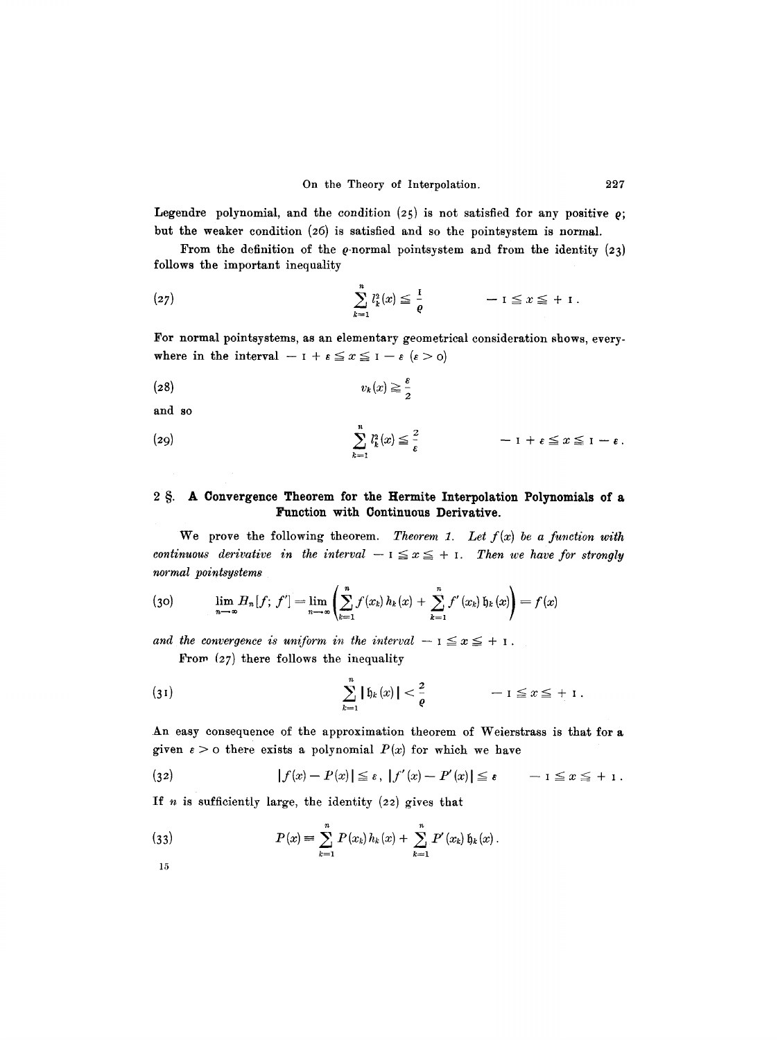Legendre polynomial, and the condition (25) is not satisfied for any positive $\varrho$; but the weaker condition (26) is satisfied and so the pointsystem is normal.

From the definition of the $\varrho$-normal pointsystem and from the identity (23) follows the important inequality

$$\sum_{k=1}^{n} l_k^2(x) \leqq \frac{1}{\varrho} \qquad -1 \leqq x \leqq +1. \tag{27}$$

For normal pointsystems, as an elementary geometrical consideration shows, everywhere in the interval $-1+\varepsilon \leqq x \leqq 1-\varepsilon$ $(\varepsilon > 0)$

$$v_k(x) \geqq \frac{\varepsilon}{2} \tag{28}$$

and so

$$\sum_{k=1}^{n} l_k^2(x) \leqq \frac{2}{\varepsilon} \qquad -1+\varepsilon \leqq x \leqq 1-\varepsilon. \tag{29}$$

## 2 §. A Convergence Theorem for the Hermite Interpolation Polynomials of a Function with Continuous Derivative.

We prove the following theorem. *Theorem 1. Let $f(x)$ be a function with continuous derivative in the interval $-1 \leqq x \leqq +1$. Then we have for strongly normal pointsystems*

$$\lim_{n\to\infty} H_n[f;\, f'] = \lim_{n\to\infty}\left(\sum_{k=1}^{n} f(x_k)\, h_k(x) + \sum_{k=1}^{n} f'(x_k)\, \mathfrak{h}_k(x)\right) = f(x) \tag{30}$$

*and the convergence is uniform in the interval $-1 \leqq x \leqq +1$.*

From (27) there follows the inequality

$$\sum_{k=1}^{n} |\mathfrak{h}_k(x)| < \frac{2}{\varrho} \qquad -1 \leqq x \leqq +1. \tag{31}$$

An easy consequence of the approximation theorem of Weierstrass is that for a given $\varepsilon > 0$ there exists a polynomial $P(x)$ for which we have

$$|f(x) - P(x)| \leqq \varepsilon, \; |f'(x) - P'(x)| \leqq \varepsilon \qquad -1 \leqq x \leqq +1. \tag{32}$$

If $n$ is sufficiently large, the identity (22) gives that

$$P(x) \equiv \sum_{k=1}^{n} P(x_k)\, h_k(x) + \sum_{k=1}^{n} P'(x_k)\, \mathfrak{h}_k(x). \tag{33}$$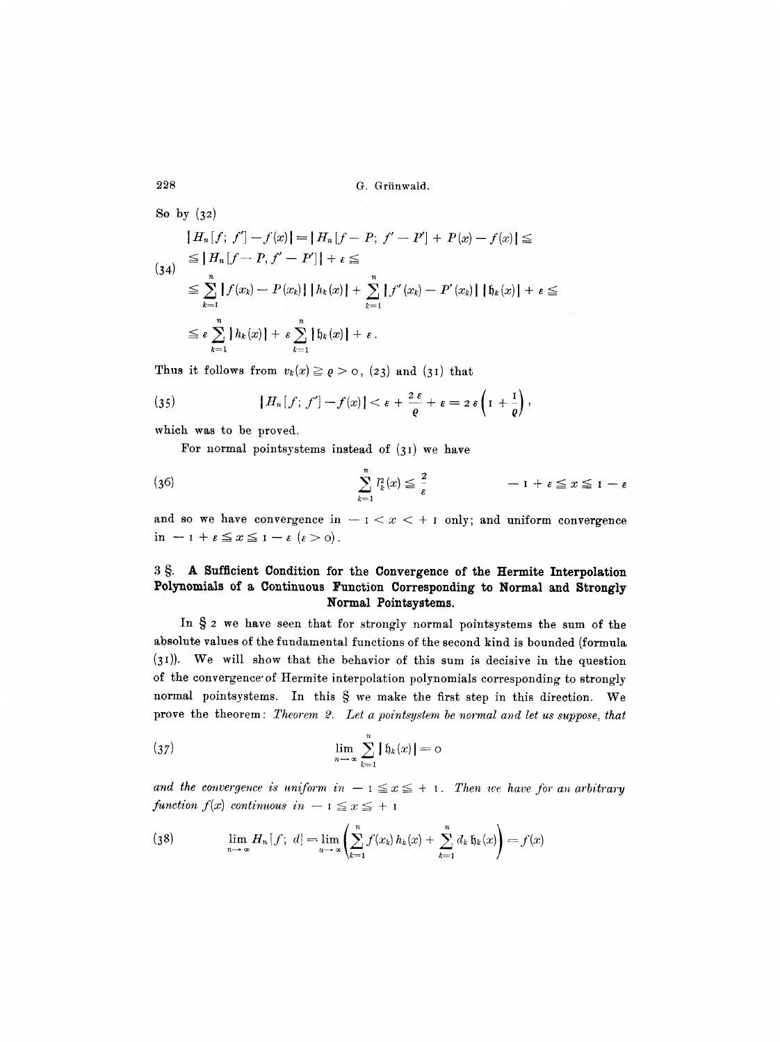So by (32)

$$
(34) \quad \begin{aligned}
|H_n[f;\, f'] - f(x)| &= |H_n[f - P;\, f' - P'] + P(x) - f(x)| \leqq \\
&\leqq |H_n[f - P, f' - P']| + \varepsilon \leqq \\
&\leqq \sum_{k=1}^{n} |f(x_k) - P(x_k)|\, |h_k(x)| + \sum_{k=1}^{n} |f'(x_k) - P'(x_k)|\, |\mathfrak{h}_k(x)| + \varepsilon \leqq \\
&\leqq \varepsilon \sum_{k=1}^{n} |h_k(x)| + \varepsilon \sum_{k=1}^{n} |\mathfrak{h}_k(x)| + \varepsilon .
\end{aligned}
$$

Thus it follows from $v_k(x) \geqq \varrho > 0$, (23) and (31) that

$$
(35) \qquad |H_n[f;\, f'] - f(x)| < \varepsilon + \frac{2\varepsilon}{\varrho} + \varepsilon = 2\varepsilon\left(1 + \frac{1}{\varrho}\right),
$$

which was to be proved.

For normal pointsystems instead of (31) we have

$$
(36) \qquad \sum_{k=1}^{n} l_k^2(x) \leqq \frac{2}{\varepsilon} \qquad\qquad -1 + \varepsilon \leqq x \leqq 1 - \varepsilon
$$

and so we have convergence in $-1 < x < +1$ only; and uniform convergence in $-1 + \varepsilon \leqq x \leqq 1 - \varepsilon$ $(\varepsilon > 0)$.

## 3 §. A Sufficient Condition for the Convergence of the Hermite Interpolation Polynomials of a Continuous Function Corresponding to Normal and Strongly Normal Pointsystems.

In § 2 we have seen that for strongly normal pointsystems the sum of the absolute values of the fundamental functions of the second kind is bounded (formula (31)). We will show that the behavior of this sum is decisive in the question of the convergence of Hermite interpolation polynomials corresponding to strongly normal pointsystems. In this § we make the first step in this direction. We prove the theorem: *Theorem 2. Let a pointsystem be normal and let us suppose, that*

$$
(37) \qquad \lim_{n \to \infty} \sum_{k=1}^{n} |\mathfrak{h}_k(x)| = 0
$$

*and the convergence is uniform in* $-1 \leqq x \leqq +1$. *Then we have for an arbitrary function* $f(x)$ *continuous in* $-1 \leqq x \leqq +1$

$$
(38) \qquad \lim_{n \to \infty} H_n[f;\, d] = \lim_{n \to \infty} \left( \sum_{k=1}^{n} f(x_k)\, h_k(x) + \sum_{k=1}^{n} d_k\, \mathfrak{h}_k(x) \right) = f(x)
$$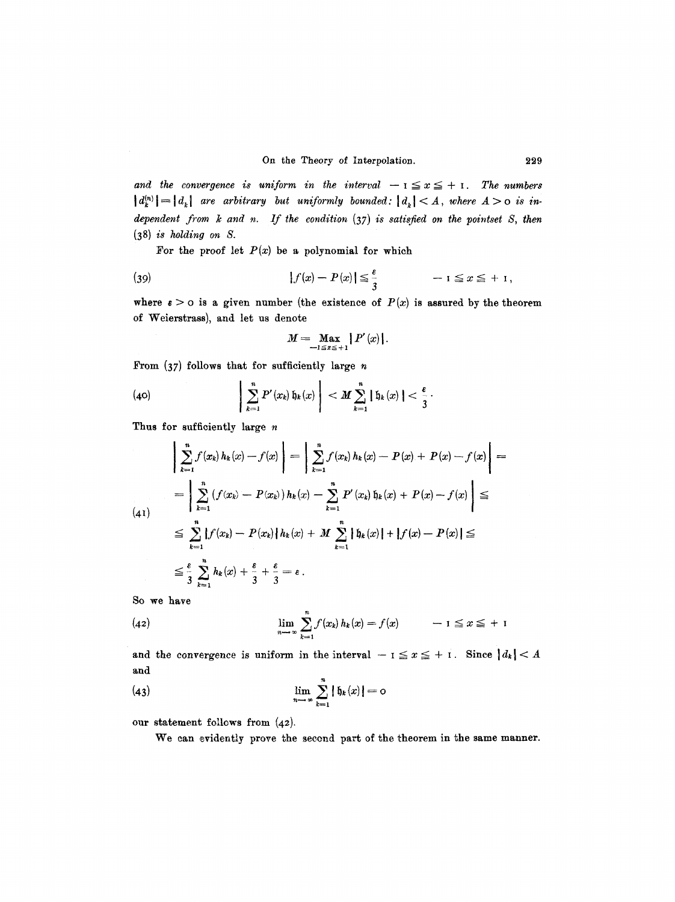*and the convergence is uniform in the interval* $-1 \leqq x \leqq +1$. *The numbers* $|d_k^{(n)}| = |d_k|$ *are arbitrary but uniformly bounded:* $|d_k| < A$, *where* $A > 0$ *is independent from* $k$ *and* $n$. *If the condition* (37) *is satisfied on the pointset* $S$, *then* (38) *is holding on* $S$.

For the proof let $P(x)$ be a polynomial for which

$$|f(x) - P(x)| \leqq \frac{\varepsilon}{3} \qquad -1 \leqq x \leqq +1, \tag{39}$$

where $\varepsilon > 0$ is a given number (the existence of $P(x)$ is assured by the theorem of Weierstrass), and let us denote

$$M = \operatorname*{Max}_{-1 \leqq x \leqq +1} |P'(x)|.$$

From (37) follows that for sufficiently large $n$

$$\left| \sum_{k=1}^{n} P'(x_k)\, \mathfrak{h}_k(x) \right| < M \sum_{k=1}^{n} |\mathfrak{h}_k(x)| < \frac{\varepsilon}{3}. \tag{40}$$

Thus for sufficiently large $n$

$$\begin{aligned}
\left| \sum_{k=1}^{n} f(x_k)\, h_k(x) - f(x) \right| &= \left| \sum_{k=1}^{n} f(x_k)\, h_k(x) - P(x) + P(x) - f(x) \right| = \\
&= \left| \sum_{k=1}^{n} (f(x_k) - P(x_k))\, h_k(x) - \sum_{k=1}^{n} P'(x_k)\, \mathfrak{h}_k(x) + P(x) - f(x) \right| \leqq \\
&\leqq \sum_{k=1}^{n} |f(x_k) - P(x_k)|\, h_k(x) + M \sum_{k=1}^{n} |\mathfrak{h}_k(x)| + |f(x) - P(x)| \leqq \\
&\leqq \frac{\varepsilon}{3} \sum_{k=1}^{n} h_k(x) + \frac{\varepsilon}{3} + \frac{\varepsilon}{3} = \varepsilon.
\end{aligned} \tag{41}$$

So we have

$$\lim_{n \to \infty} \sum_{k=1}^{n} f(x_k)\, h_k(x) = f(x) \qquad -1 \leqq x \leqq +1 \tag{42}$$

and the convergence is uniform in the interval $-1 \leqq x \leqq +1$. Since $|d_k| < A$ and

$$\lim_{n \to \infty} \sum_{k=1}^{n} |\mathfrak{h}_k(x)| = 0 \tag{43}$$

our statement follows from (42).

We can evidently prove the second part of the theorem in the same manner.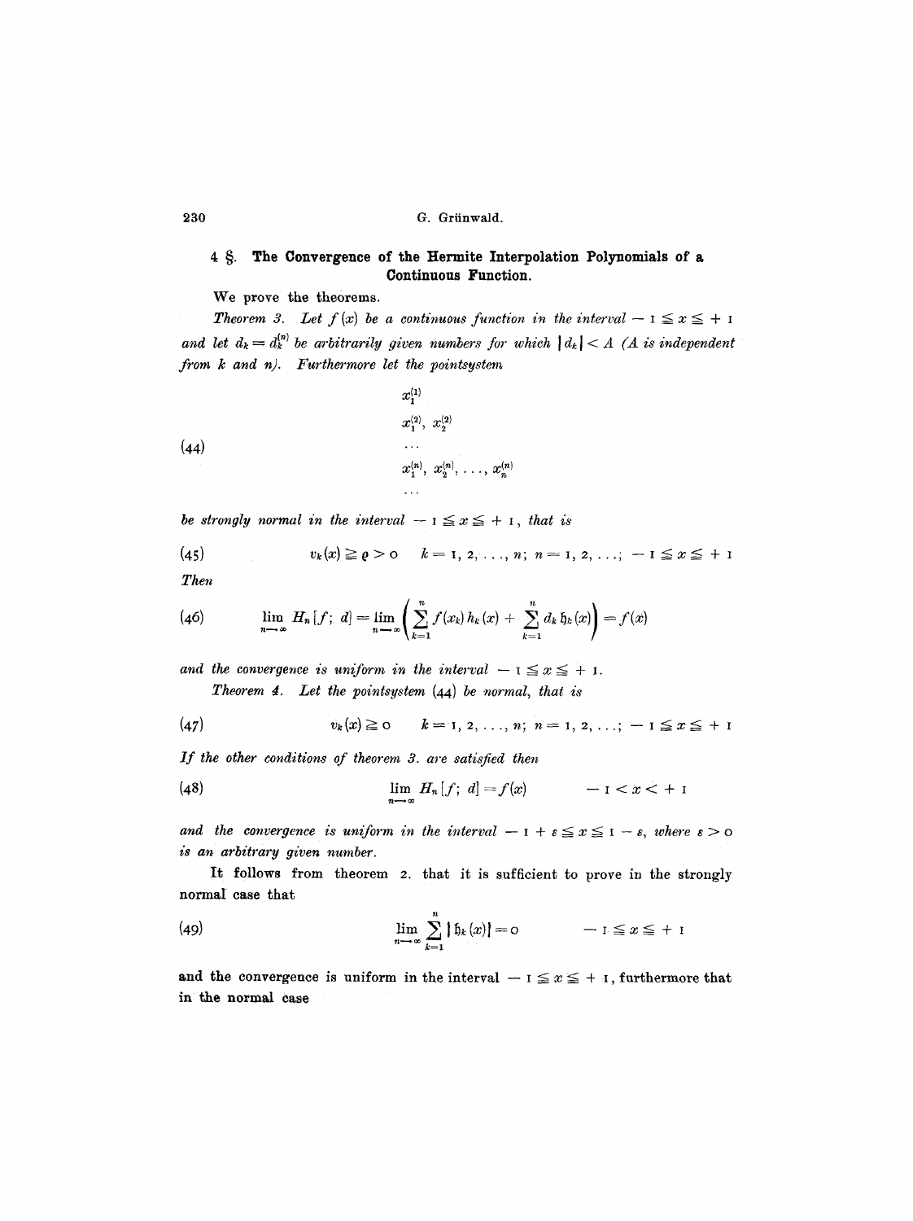## 4 §. The Convergence of the Hermite Interpolation Polynomials of a Continuous Function.

We prove the theorems.

*Theorem 3. Let $f(x)$ be a continuous function in the interval $-1 \leqq x \leqq +1$ and let $d_k = d_k^{(n)}$ be arbitrarily given numbers for which $|d_k| < A$ ($A$ is independent from $k$ and $n$). Furthermore let the pointsystem*

$$
\begin{array}{c}
x_1^{(1)} \\
x_1^{(2)},\ x_2^{(2)} \\
\cdots \\
x_1^{(n)},\ x_2^{(n)},\ \ldots,\ x_n^{(n)} \\
\cdots
\end{array}
\tag{44}
$$

*be strongly normal in the interval $-1 \leqq x \leqq +1$, that is*

$$
v_k(x) \geqq \varrho > 0 \qquad k = 1, 2, \ldots, n;\ n = 1, 2, \ldots;\ -1 \leqq x \leqq +1
\tag{45}
$$

*Then*

$$
\lim_{n \to \infty} H_n[f;\ d] = \lim_{n \to \infty} \left( \sum_{k=1}^{n} f(x_k)\, h_k(x) + \sum_{k=1}^{n} d_k\, \mathfrak{h}_k(x) \right) = f(x)
\tag{46}
$$

*and the convergence is uniform in the interval $-1 \leqq x \leqq +1$.*

*Theorem 4. Let the pointsystem (44) be normal, that is*

$$
v_k(x) \geqq 0 \qquad k = 1, 2, \ldots, n;\ n = 1, 2, \ldots;\ -1 \leqq x \leqq +1
\tag{47}
$$

*If the other conditions of theorem 3. are satisfied then*

$$
\lim_{n \to \infty} H_n[f;\ d] = f(x) \qquad -1 < x < +1
\tag{48}
$$

*and the convergence is uniform in the interval $-1 + \varepsilon \leqq x \leqq 1 - \varepsilon$, where $\varepsilon > 0$ is an arbitrary given number.*

It follows from theorem 2. that it is sufficient to prove in the strongly normal case that

$$
\lim_{n \to \infty} \sum_{k=1}^{n} |\mathfrak{h}_k(x)| = 0 \qquad -1 \leqq x \leqq +1
\tag{49}
$$

and the convergence is uniform in the interval $-1 \leqq x \leqq +1$, furthermore that in the normal case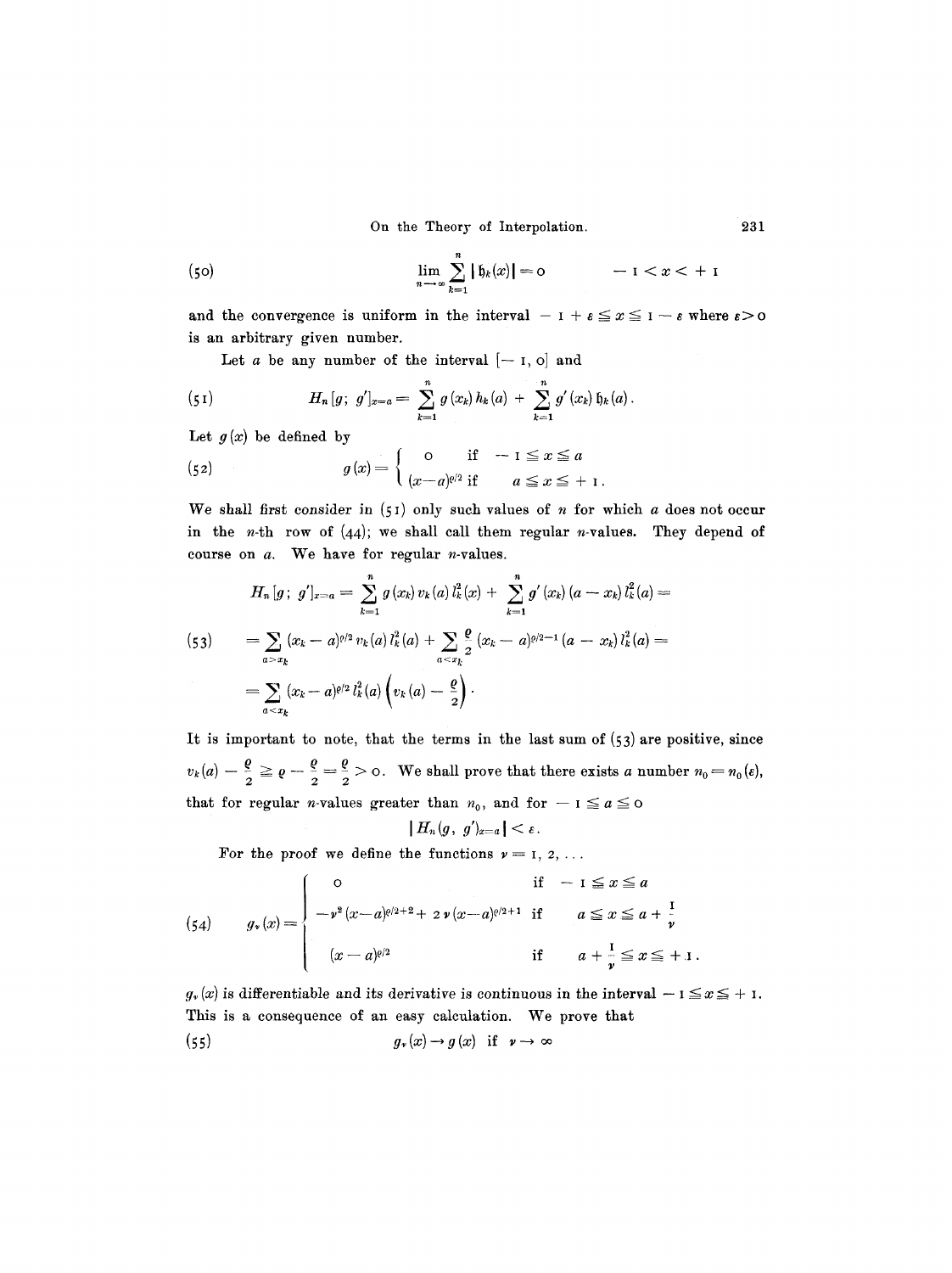$$(50) \qquad \lim_{n \to \infty} \sum_{k=1}^{n} |\mathfrak{h}_k(x)| = 0 \qquad -1 < x < +1$$

and the convergence is uniform in the interval $-1 + \varepsilon \leq x \leq 1 - \varepsilon$ where $\varepsilon > 0$ is an arbitrary given number.

Let $a$ be any number of the interval $[-1, 0]$ and

$$(51) \qquad H_n[g;\, g']_{x=a} = \sum_{k=1}^{n} g(x_k)\, h_k(a) + \sum_{k=1}^{n} g'(x_k)\, \mathfrak{h}_k(a).$$

Let $g(x)$ be defined by

$$(52) \qquad g(x) = \begin{cases} 0 & \text{if} \quad -1 \leq x \leq a \\ (x-a)^{\varrho/2} & \text{if} \quad a \leq x \leq +1. \end{cases}$$

We shall first consider in (51) only such values of $n$ for which $a$ does not occur in the $n$-th row of (44); we shall call them regular $n$-values. They depend of course on $a$. We have for regular $n$-values.

$$(53) \qquad \begin{aligned} H_n[g;\, g']_{x=a} &= \sum_{k=1}^{n} g(x_k)\, v_k(a)\, l_k^2(x) + \sum_{k=1}^{n} g'(x_k)\,(a - x_k)\, l_k^2(a) = \\ &= \sum_{a > x_k} (x_k - a)^{\varrho/2}\, v_k(a)\, l_k^2(a) + \sum_{a < x_k} \frac{\varrho}{2}\,(x_k - a)^{\varrho/2 - 1}\,(a - x_k)\, l_k^2(a) = \\ &= \sum_{a < x_k} (x_k - a)^{\varrho/2}\, l_k^2(a) \left(v_k(a) - \frac{\varrho}{2}\right). \end{aligned}$$

It is important to note, that the terms in the last sum of (53) are positive, since $v_k(a) - \frac{\varrho}{2} \geq \varrho - \frac{\varrho}{2} = \frac{\varrho}{2} > 0$. We shall prove that there exists a number $n_0 = n_0(\varepsilon)$, that for regular $n$-values greater than $n_0$, and for $-1 \leq a \leq 0$

$$|H_n(g,\, g')_{x=a}| < \varepsilon.$$

For the proof we define the functions $\nu = 1, 2, \ldots$

$$(54) \qquad g_\nu(x) = \begin{cases} 0 & \text{if} \quad -1 \leq x \leq a \\ -\nu^2 (x-a)^{\varrho/2+2} + 2\nu (x-a)^{\varrho/2+1} & \text{if} \quad a \leq x \leq a + \frac{1}{\nu} \\ (x-a)^{\varrho/2} & \text{if} \quad a + \frac{1}{\nu} \leq x \leq +1. \end{cases}$$

$g_\nu(x)$ is differentiable and its derivative is continuous in the interval $-1 \leq x \leq +1$. This is a consequence of an easy calculation. We prove that

$$(55) \qquad g_\nu(x) \to g(x) \quad \text{if} \quad \nu \to \infty$$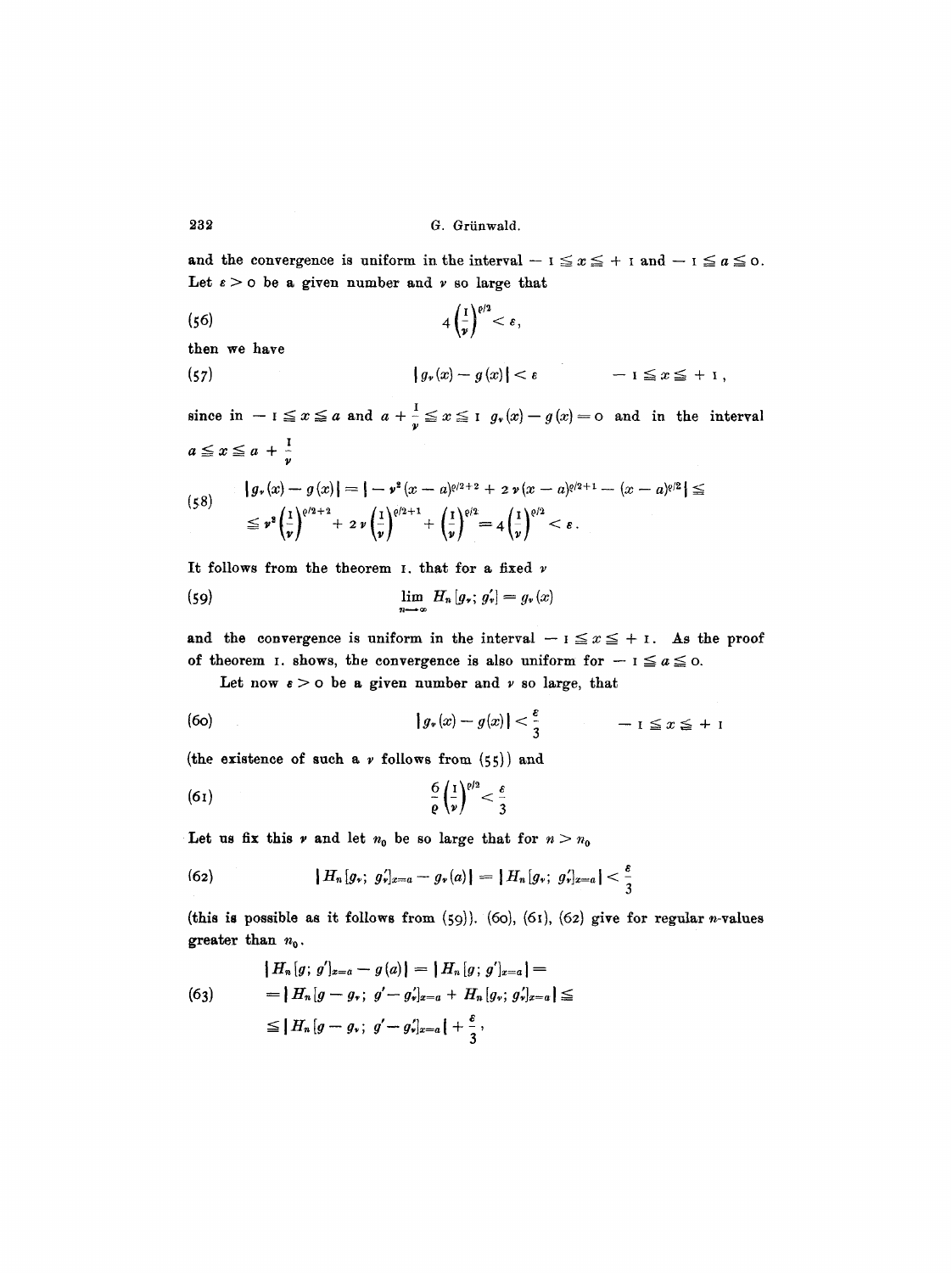and the convergence is uniform in the interval $-1 \leqq x \leqq +1$ and $-1 \leqq a \leqq 0$. Let $\varepsilon > 0$ be a given number and $\nu$ so large that

$$(56) \qquad 4\left(\frac{1}{\nu}\right)^{\varrho/2} < \varepsilon,$$

then we have

$$(57) \qquad |g_\nu(x) - g(x)| < \varepsilon \qquad\qquad -1 \leqq x \leqq +1,$$

since in $-1 \leqq x \leqq a$ and $a + \frac{1}{\nu} \leqq x \leqq 1$ $g_\nu(x) - g(x) = 0$ and in the interval $a \leqq x \leqq a + \frac{1}{\nu}$

$$(58) \qquad \begin{aligned} &|g_\nu(x) - g(x)| = |-\nu^2(x-a)^{\varrho/2+2} + 2\nu(x-a)^{\varrho/2+1} - (x-a)^{\varrho/2}| \leqq \\ &\leqq \nu^2\left(\frac{1}{\nu}\right)^{\varrho/2+2} + 2\nu\left(\frac{1}{\nu}\right)^{\varrho/2+1} + \left(\frac{1}{\nu}\right)^{\varrho/2} = 4\left(\frac{1}{\nu}\right)^{\varrho/2} < \varepsilon. \end{aligned}$$

It follows from the theorem 1. that for a fixed $\nu$

$$(59) \qquad \lim_{n \to \infty} H_n[g_\nu; g'_\nu] = g_\nu(x)$$

and the convergence is uniform in the interval $-1 \leqq x \leqq +1$. As the proof of theorem 1. shows, the convergence is also uniform for $-1 \leqq a \leqq 0$.

Let now $\varepsilon > 0$ be a given number and $\nu$ so large, that

$$(60) \qquad |g_\nu(x) - g(x)| < \frac{\varepsilon}{3} \qquad\qquad -1 \leqq x \leqq +1$$

(the existence of such a $\nu$ follows from (55)) and

$$(61) \qquad \frac{6}{\varrho}\left(\frac{1}{\nu}\right)^{\varrho/2} < \frac{\varepsilon}{3}$$

Let us fix this $\nu$ and let $n_0$ be so large that for $n > n_0$

$$(62) \qquad |H_n[g_\nu; g'_\nu]_{x=a} - g_\nu(a)| = |H_n[g_\nu; g'_\nu]_{x=a}| < \frac{\varepsilon}{3}$$

(this is possible as it follows from (59)). (60), (61), (62) give for regular $n$-values greater than $n_0$.

$$(63) \qquad \begin{aligned} &|H_n[g; g']_{x=a} - g(a)| = |H_n[g; g']_{x=a}| = \\ &= |H_n[g - g_\nu; g' - g'_\nu]_{x=a} + H_n[g_\nu; g'_\nu]_{x=a}| \leqq \\ &\leqq |H_n[g - g_\nu; g' - g'_\nu]_{x=a}| + \frac{\varepsilon}{3}, \end{aligned}$$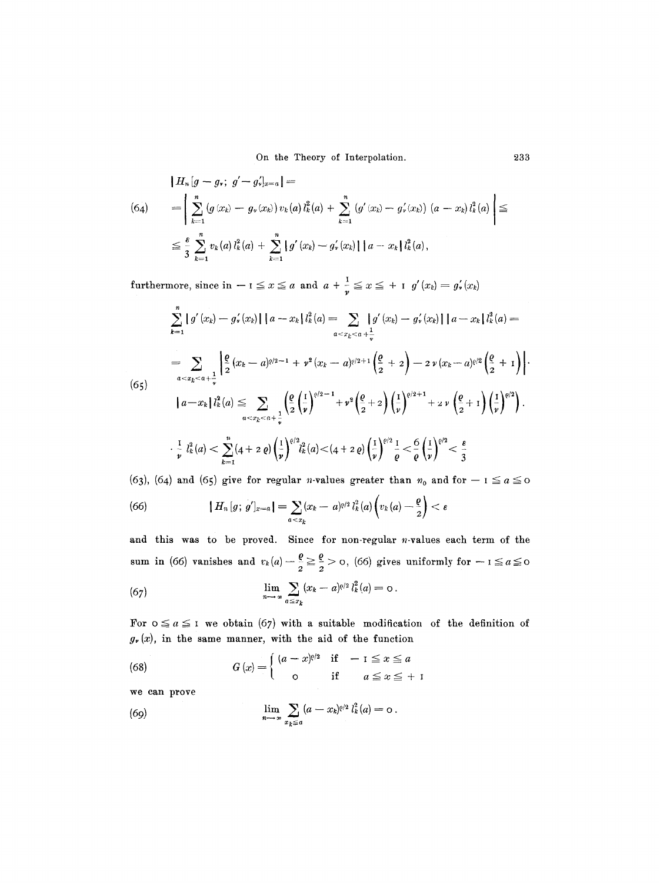$$(64)\qquad \begin{aligned} &|H_n[g - g_\nu;\ g' - g'_\nu]_{x=a}| = \\ &= \left| \sum_{k=1}^{n} (g(x_k) - g_\nu(x_k))\, v_k(a)\, l_k^2(a) + \sum_{k=1}^{n} (g'(x_k) - g'_\nu(x_k))\,(a - x_k)\, l_k^2(a) \right| \leqq \\ &\leqq \frac{\varepsilon}{3} \sum_{k=1}^{n} v_k(a)\, l_k^2(a) + \sum_{k=1}^{n} |g'(x_k) - g'_\nu(x_k)|\, |a - x_k|\, l_k^2(a), \end{aligned}$$

furthermore, since in $-1 \leqq x \leqq a$ and $a + \frac{1}{\nu} \leqq x \leqq +1$ $g'(x_k) = g'_\nu(x_k)$

$$(65)\qquad \begin{aligned} &\sum_{k=1}^{n} |g'(x_k) - g'_\nu(x_k)|\, |a - x_k|\, l_k^2(a) = \sum_{a < x_k < a + \frac{1}{\nu}} |g'(x_k) - g'_\nu(x_k)|\, |a - x_k|\, l_k^2(a) = \\ &= \sum_{a < x_k < a + \frac{1}{\nu}} \left| \frac{\varrho}{2}(x_k - a)^{\varrho/2 - 1} + \nu^2 (x_k - a)^{\varrho/2 + 1}\left(\frac{\varrho}{2} + 2\right) - 2\nu (x_k - a)^{\varrho/2}\left(\frac{\varrho}{2} + 1\right) \right| \cdot \\ &|a - x_k|\, l_k^2(a) \leqq \sum_{a < x_k < a + \frac{1}{\nu}} \left( \frac{\varrho}{2}\left(\frac{1}{\nu}\right)^{\varrho/2 - 1} + \nu^2\left(\frac{\varrho}{2} + 2\right)\left(\frac{1}{\nu}\right)^{\varrho/2 + 1} + 2\nu\left(\frac{\varrho}{2} + 1\right)\left(\frac{1}{\nu}\right)^{\varrho/2} \right) \cdot \\ &\cdot \frac{1}{\nu}\, l_k^2(a) < \sum_{k=1}^{n} (4 + 2\varrho)\left(\frac{1}{\nu}\right)^{\varrho/2} l_k^2(a) < (4 + 2\varrho)\left(\frac{1}{\nu}\right)^{\varrho/2} \frac{1}{\varrho} < \frac{6}{\varrho}\left(\frac{1}{\nu}\right)^{\varrho/2} < \frac{\varepsilon}{3} \end{aligned}$$

(63), (64) and (65) give for regular $n$-values greater than $n_0$ and for $-1 \leqq a \leqq 0$

$$(66)\qquad |H_n[g;\ g']_{x=a}| = \sum_{a < x_k} (x_k - a)^{\varrho/2}\, l_k^2(a)\left(v_k(a) - \frac{\varrho}{2}\right) < \varepsilon$$

and this was to be proved. Since for non-regular $n$-values each term of the sum in (66) vanishes and $v_k(a) - \frac{\varrho}{2} \geqq \frac{\varrho}{2} > 0$, (66) gives uniformly for $-1 \leqq a \leqq 0$

$$(67)\qquad \lim_{n \to \infty} \sum_{a \leqq x_k} (x_k - a)^{\varrho/2}\, l_k^2(a) = 0.$$

For $0 \leqq a \leqq 1$ we obtain (67) with a suitable modification of the definition of $g_\nu(x)$, in the same manner, with the aid of the function

$$(68)\qquad G(x) = \begin{cases} (a - x)^{\varrho/2} & \text{if} \quad -1 \leqq x \leqq a \\ 0 & \text{if} \quad a \leqq x \leqq +1 \end{cases}$$

we can prove

$$(69)\qquad \lim_{n \to \infty} \sum_{x_k \leqq a} (a - x_k)^{\varrho/2}\, l_k^2(a) = 0.$$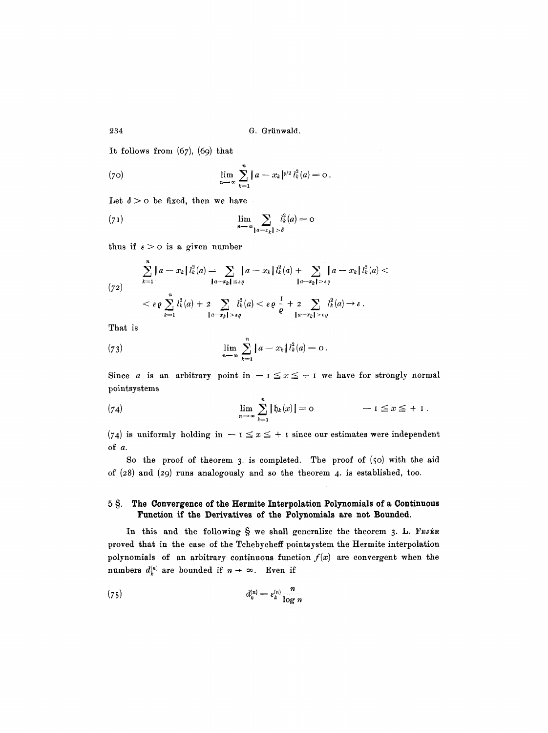It follows from (67), (69) that

$$\lim_{n\to\infty} \sum_{k=1}^{n} |a - x_k|^{\varrho/2} l_k^2(a) = 0. \tag{70}$$

Let $\delta > 0$ be fixed, then we have

$$\lim_{n\to\infty} \sum_{|a-x_k|>\delta} l_k^2(a) = 0 \tag{71}$$

thus if $\varepsilon > 0$ is a given number

$$\begin{aligned}\sum_{k=1}^{n} |a - x_k| l_k^2(a) &= \sum_{|a-x_k|\leqq \varepsilon\varrho} |a - x_k| l_k^2(a) + \sum_{|a-x_k|>\varepsilon\varrho} |a - x_k| l_k^2(a) < \\ &< \varepsilon\varrho \sum_{k=1}^{n} l_k^2(a) + 2 \sum_{|a-x_k|>\varepsilon\varrho} l_k^2(a) < \varepsilon\varrho \frac{1}{\varrho} + 2 \sum_{|a-x_k|>\varepsilon\varrho} l_k^2(a) \to \varepsilon .\end{aligned} \tag{72}$$

That is

$$\lim_{n\to\infty} \sum_{k=1}^{n} |a - x_k| l_k^2(a) = 0. \tag{73}$$

Since $a$ is an arbitrary point in $-1 \leqq x \leqq +1$ we have for strongly normal pointsystems

$$\lim_{n\to\infty} \sum_{k=1}^{n} |\mathfrak{h}_k(x)| = 0 \qquad -1 \leqq x \leqq +1. \tag{74}$$

(74) is uniformly holding in $-1 \leqq x \leqq +1$ since our estimates were independent of $a$.

So the proof of theorem 3. is completed. The proof of (50) with the aid of (28) and (29) runs analogously and so the theorem 4. is established, too.

## 5 §. The Convergence of the Hermite Interpolation Polynomials of a Continuous Function if the Derivatives of the Polynomials are not Bounded.

In this and the following § we shall generalize the theorem 3. L. Fejér proved that in the case of the Tchebycheff pointsystem the Hermite interpolation polynomials of an arbitrary continuous function $f(x)$ are convergent when the numbers $d_k^{(n)}$ are bounded if $n \to \infty$. Even if

$$d_k^{(n)} = \varepsilon_k^{(n)} \frac{n}{\log n} \tag{75}$$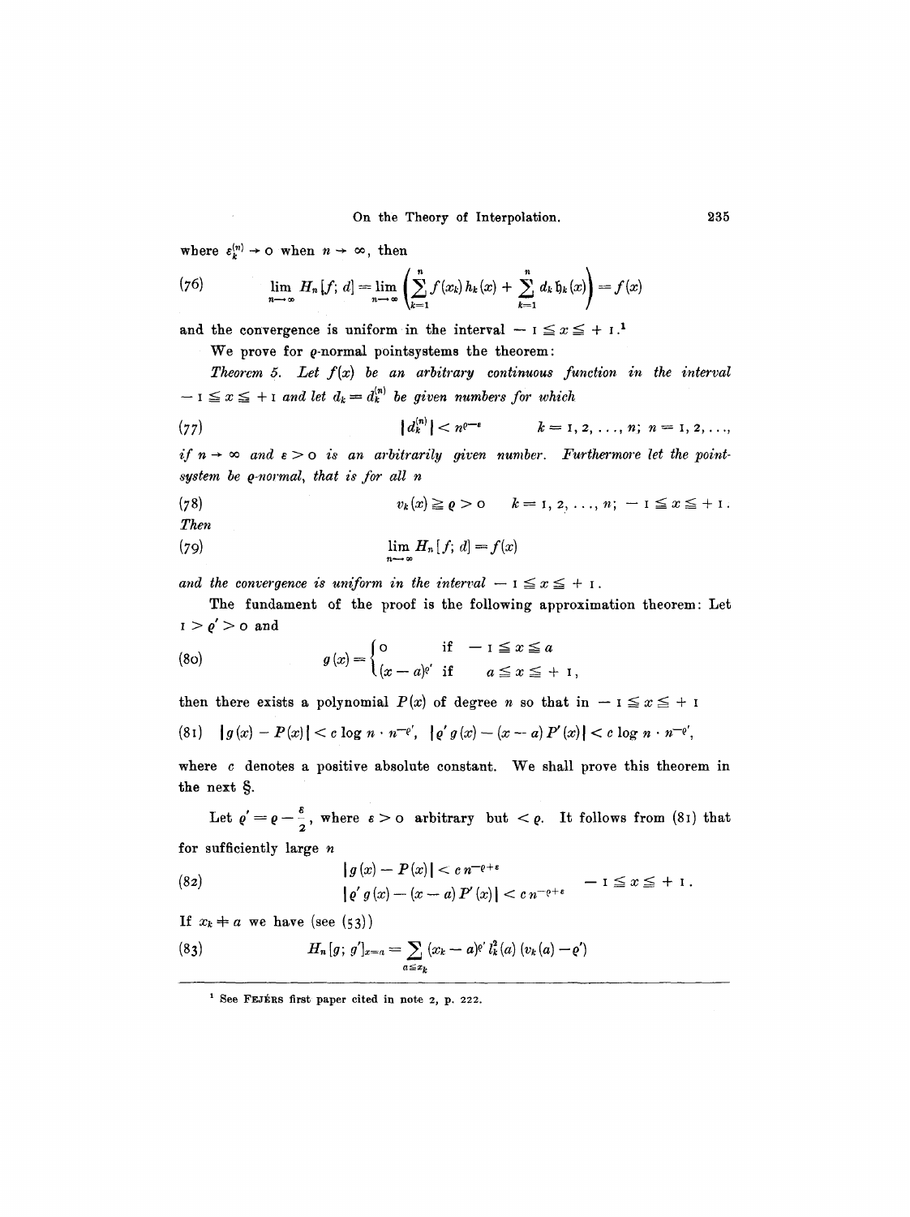where $\varepsilon_k^{(n)} \to 0$ when $n \to \infty$, then

$$\lim_{n\to\infty} H_n[f; d] = \lim_{n\to\infty} \left( \sum_{k=1}^{n} f(x_k) h_k(x) + \sum_{k=1}^{n} d_k \mathfrak{h}_k(x) \right) = f(x) \tag{76}$$

and the convergence is uniform in the interval $-1 \leqq x \leqq +1$.[1]

We prove for $\varrho$-normal pointsystems the theorem:

*Theorem 5. Let $f(x)$ be an arbitrary continuous function in the interval $-1 \leqq x \leqq +1$ and let $d_k = d_k^{(n)}$ be given numbers for which*

$$|d_k^{(n)}| < n^{\varrho - \varepsilon} \qquad k = 1, 2, \ldots, n; \; n = 1, 2, \ldots, \tag{77}$$

*if $n \to \infty$ and $\varepsilon > 0$ is an arbitrarily given number. Furthermore let the pointsystem be $\varrho$-normal, that is for all $n$*

$$v_k(x) \geqq \varrho > 0 \qquad k = 1, 2, \ldots, n; \; -1 \leqq x \leqq +1. \tag{78}$$

*Then*

$$\lim_{n\to\infty} H_n[f; d] = f(x) \tag{79}$$

*and the convergence is uniform in the interval $-1 \leqq x \leqq +1$.*

The fundament of the proof is the following approximation theorem: Let $1 > \varrho' > 0$ and

$$g(x) = \begin{cases} 0 & \text{if} \quad -1 \leqq x \leqq a \\ (x-a)^{\varrho'} & \text{if} \quad a \leqq x \leqq +1, \end{cases} \tag{80}$$

then there exists a polynomial $P(x)$ of degree $n$ so that in $-1 \leqq x \leqq +1$

$$|g(x) - P(x)| < c \log n \cdot n^{-\varrho'}, \quad |\varrho' g(x) - (x-a) P'(x)| < c \log n \cdot n^{-\varrho'}, \tag{81}$$

where $c$ denotes a positive absolute constant. We shall prove this theorem in the next §.

Let $\varrho' = \varrho - \frac{\varepsilon}{2}$, where $\varepsilon > 0$ arbitrary but $< \varrho$. It follows from (81) that for sufficiently large $n$

$$\begin{aligned} |g(x) - P(x)| &< c\, n^{-\varrho+\varepsilon} \\ |\varrho' g(x) - (x-a) P'(x)| &< c\, n^{-\varrho+\varepsilon} \end{aligned} \qquad -1 \leqq x \leqq +1. \tag{82}$$

If $x_k \neq a$ we have (see (53))

$$H_n[g; g']_{x=a} = \sum_{a \leqq x_k} (x_k - a)^{\varrho'} l_k^2(a) (v_k(a) - \varrho') \tag{83}$$

---

[1] See FEJÉRS first paper cited in note 2, p. 222.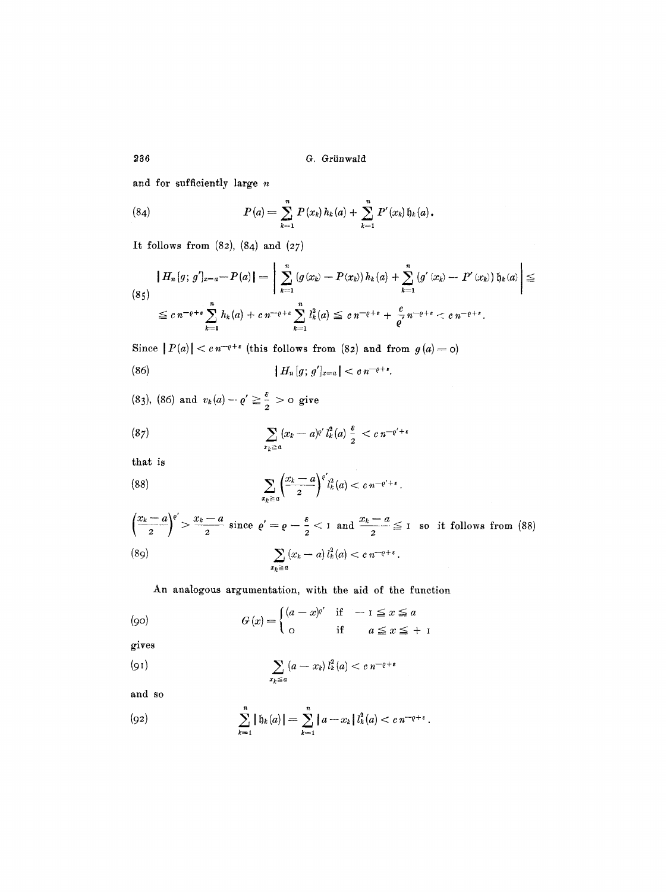and for sufficiently large $n$

$$P(a) = \sum_{k=1}^{n} P(x_k) h_k(a) + \sum_{k=1}^{n} P'(x_k) \mathfrak{h}_k(a). \tag{84}$$

It follows from (82), (84) and (27)

$$\begin{aligned} |H_n[g; g']_{x=a} - P(a)| &= \left| \sum_{k=1}^{n} (g(x_k) - P(x_k)) h_k(a) + \sum_{k=1}^{n} (g'(x_k) - P'(x_k)) \mathfrak{h}_k(a) \right| \leqq \\ &\leqq c\, n^{-\varrho+\varepsilon} \sum_{k=1}^{n} h_k(a) + c\, n^{-\varrho+\varepsilon} \sum_{k=1}^{n} l_k^2(a) \leqq c\, n^{-\varrho+\varepsilon} + \frac{c}{\varrho} n^{-\varrho+\varepsilon} < c\, n^{-\varrho+\varepsilon}. \end{aligned} \tag{85}$$

Since $|P(a)| < c\, n^{-\varrho+\varepsilon}$ (this follows from (82) and from $g(a) = 0$)

$$|H_n[g; g']_{x=a}| < c\, n^{-\varrho+\varepsilon}. \tag{86}$$

(83), (86) and $v_k(a) - \varrho' \geqq \frac{\varepsilon}{2} > 0$ give

$$\sum_{x_k \geqq a} (x_k - a)^{\varrho'} l_k^2(a) \frac{\varepsilon}{2} < c\, n^{-\varrho'+\varepsilon} \tag{87}$$

that is

$$\sum_{x_k \geqq a} \left( \frac{x_k - a}{2} \right)^{\varrho'} l_k^2(a) < c\, n^{-\varrho'+\varepsilon}. \tag{88}$$

$\left( \frac{x_k - a}{2} \right)^{\varrho'} > \frac{x_k - a}{2}$ since $\varrho' = \varrho - \frac{\varepsilon}{2} < 1$ and $\frac{x_k - a}{2} \leqq 1$ so it follows from (88)

$$\sum_{x_k \geqq a} (x_k - a) l_k^2(a) < c\, n^{-\varrho+\varepsilon}. \tag{89}$$

An analogous argumentation, with the aid of the function

$$G(x) = \begin{cases} (a - x)^{\varrho'} & \text{if} \quad -1 \leqq x \leqq a \\ 0 & \text{if} \quad a \leqq x \leqq +1 \end{cases} \tag{90}$$

gives

$$\sum_{x_k \leqq a} (a - x_k) l_k^2(a) < c\, n^{-\varrho+\varepsilon} \tag{91}$$

and so

$$\sum_{k=1}^{n} |\mathfrak{h}_k(a)| = \sum_{k=1}^{n} |a - x_k| l_k^2(a) < c\, n^{-\varrho+\varepsilon}. \tag{92}$$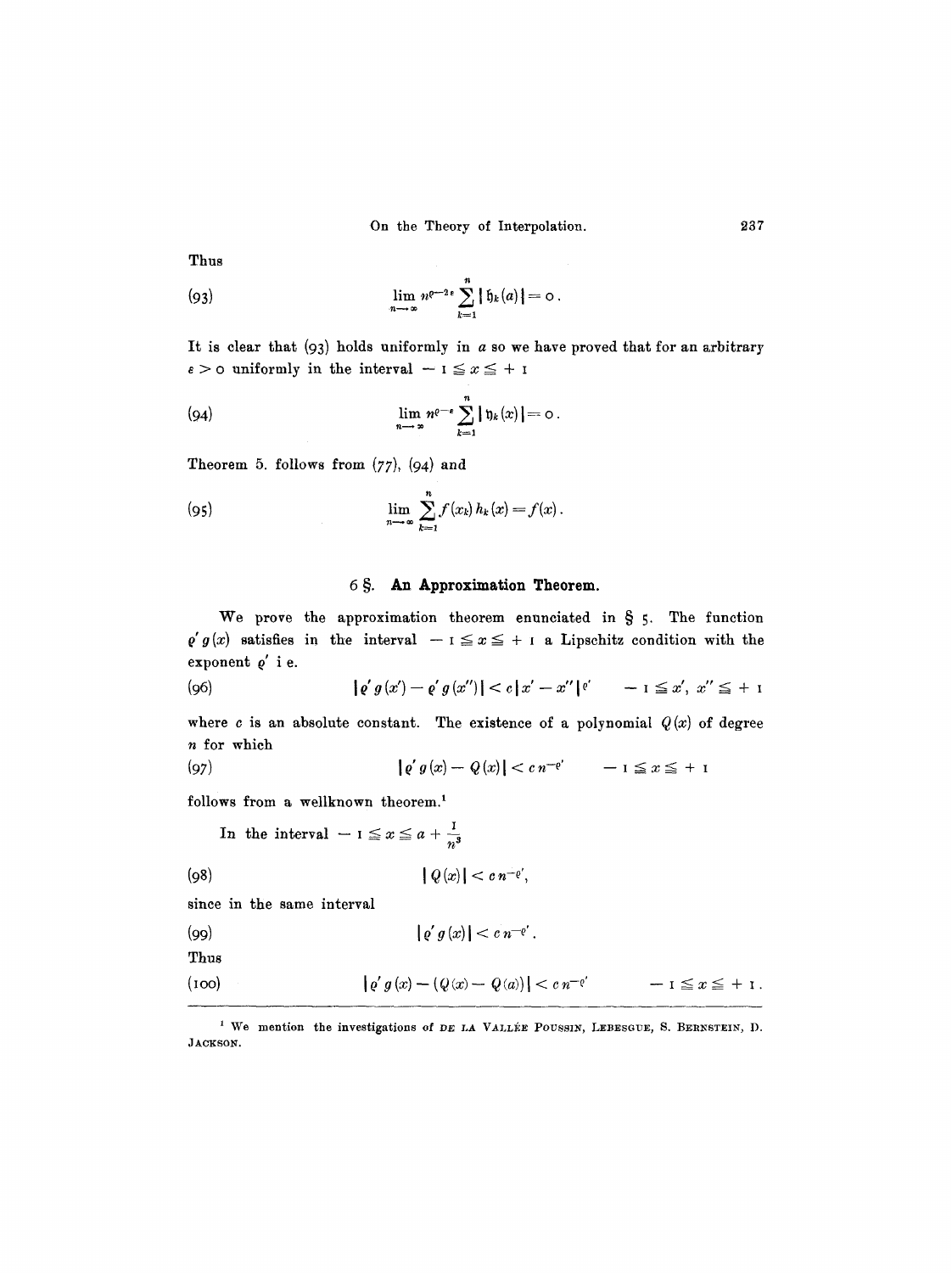Thus

$$\lim_{n\to\infty} n^{\varrho-2\varepsilon}\sum_{k=1}^{n}|\mathfrak{h}_k(a)| = 0. \tag{93}$$

It is clear that (93) holds uniformly in $a$ so we have proved that for an arbitrary $\varepsilon > 0$ uniformly in the interval $-1 \leqq x \leqq +1$

$$\lim_{n\to\infty} n^{\varrho-\varepsilon}\sum_{k=1}^{n}|\mathfrak{h}_k(x)| = 0. \tag{94}$$

Theorem 5. follows from (77), (94) and

$$\lim_{n\to\infty}\sum_{k=1}^{n} f(x_k)\,h_k(x) = f(x). \tag{95}$$

## 6 §. An Approximation Theorem.

We prove the approximation theorem enunciated in § 5. The function $\varrho' g(x)$ satisfies in the interval $-1 \leqq x \leqq +1$ a Lipschitz condition with the exponent $\varrho'$ i e.

$$|\varrho' g(x') - \varrho' g(x'')| < c\,|x' - x''|^{\varrho'} \qquad -1 \leqq x',\ x'' \leqq +1 \tag{96}$$

where $c$ is an absolute constant. The existence of a polynomial $Q(x)$ of degree $n$ for which

$$|\varrho' g(x) - Q(x)| < c\,n^{-\varrho'} \qquad -1 \leqq x \leqq +1 \tag{97}$$

follows from a wellknown theorem.[1]

In the interval $-1 \leqq x \leqq a + \frac{1}{n^3}$

$$|Q(x)| < c\,n^{-\varrho'}, \tag{98}$$

since in the same interval

$$|\varrho' g(x)| < c\,n^{-\varrho'}. \tag{99}$$

Thus

$$|\varrho' g(x) - (Q(x) - Q(a))| < c\,n^{-\varrho'} \qquad -1 \leqq x \leqq +1. \tag{100}$$

---

[1] We mention the investigations of DE LA VALLÉE POUSSIN, LEBESGUE, S. BERNSTEIN, D. JACKSON.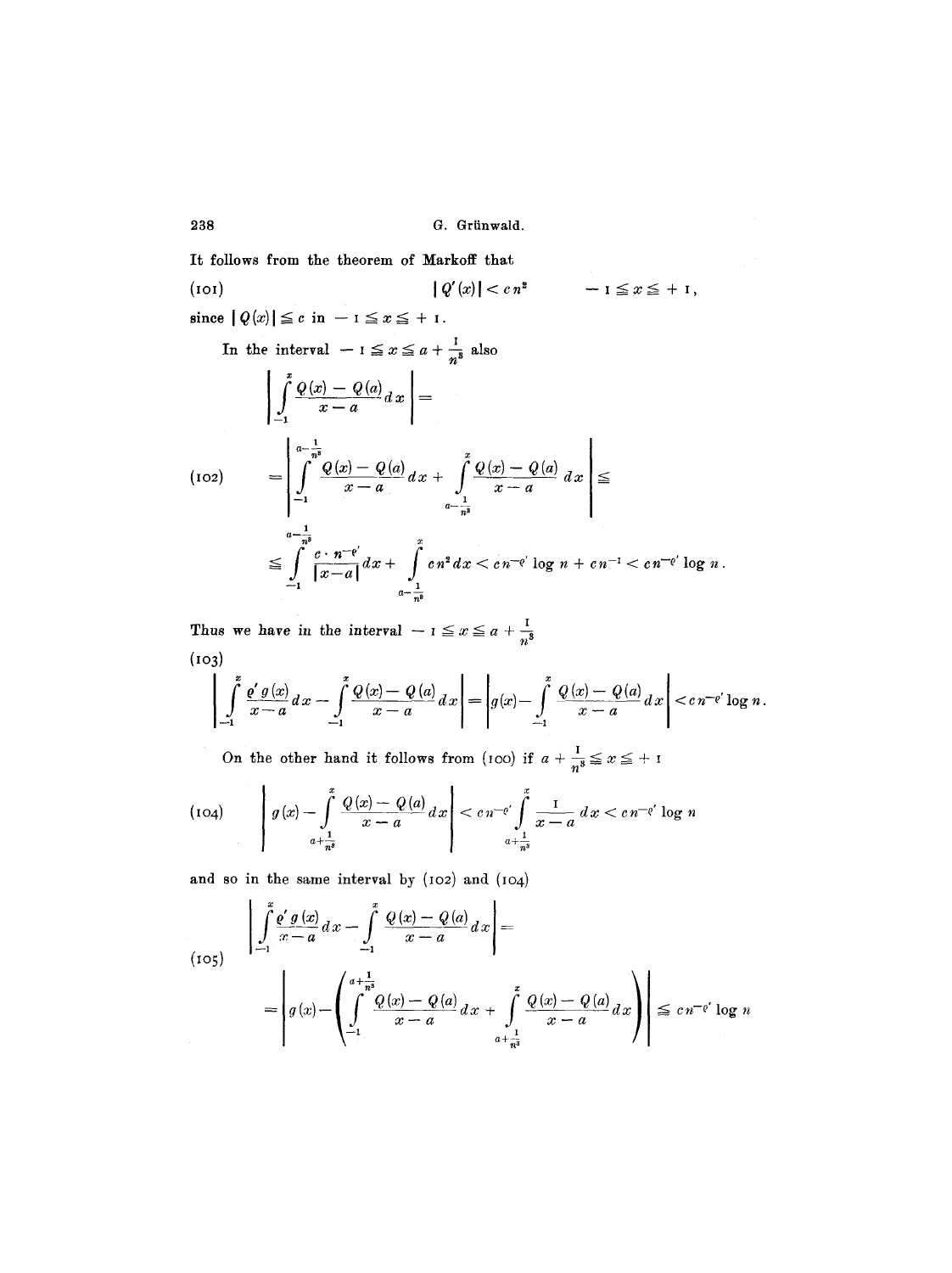It follows from the theorem of Markoff that

$$(101) \qquad |Q'(x)| < c n^2 \qquad -1 \leqq x \leqq +1,$$

since $|Q(x)| \leqq c$ in $-1 \leqq x \leqq +1$.

In the interval $-1 \leqq x \leqq a + \frac{1}{n^3}$ also

$$(102) \qquad \begin{aligned} \left| \int_{-1}^{x} \frac{Q(x) - Q(a)}{x - a} dx \right| &= \\ &= \left| \int_{-1}^{a - \frac{1}{n^3}} \frac{Q(x) - Q(a)}{x - a} dx + \int_{a - \frac{1}{n^3}}^{x} \frac{Q(x) - Q(a)}{x - a} dx \right| \leqq \\ &\leqq \int_{-1}^{a - \frac{1}{n^3}} \frac{c \cdot n^{-\varrho'}}{|x - a|} dx + \int_{a - \frac{1}{n^3}}^{x} c n^2 dx < c n^{-\varrho'} \log n + c n^{-1} < c n^{-\varrho'} \log n . \end{aligned}$$

Thus we have in the interval $-1 \leqq x \leqq a + \frac{1}{n^3}$

$$(103) \quad \left| \int_{-1}^{x} \frac{\varrho' g(x)}{x - a} dx - \int_{-1}^{x} \frac{Q(x) - Q(a)}{x - a} dx \right| = \left| g(x) - \int_{-1}^{x} \frac{Q(x) - Q(a)}{x - a} dx \right| < c n^{-\varrho'} \log n .$$

On the other hand it follows from (100) if $a + \frac{1}{n^3} \leqq x \leqq +1$

$$(104) \qquad \left| g(x) - \int_{a + \frac{1}{n^3}}^{x} \frac{Q(x) - Q(a)}{x - a} dx \right| < c n^{-\varrho'} \int_{a + \frac{1}{n^3}}^{x} \frac{1}{x - a} dx < c n^{-\varrho'} \log n$$

and so in the same interval by (102) and (104)

$$(105) \qquad \begin{aligned} &\left| \int_{-1}^{x} \frac{\varrho' g(x)}{x - a} dx - \int_{-1}^{x} \frac{Q(x) - Q(a)}{x - a} dx \right| = \\ &= \left| g(x) - \left( \int_{-1}^{a + \frac{1}{n^3}} \frac{Q(x) - Q(a)}{x - a} dx + \int_{a + \frac{1}{n^3}}^{x} \frac{Q(x) - Q(a)}{x - a} dx \right) \right| \leqq c n^{-\varrho'} \log n \end{aligned}$$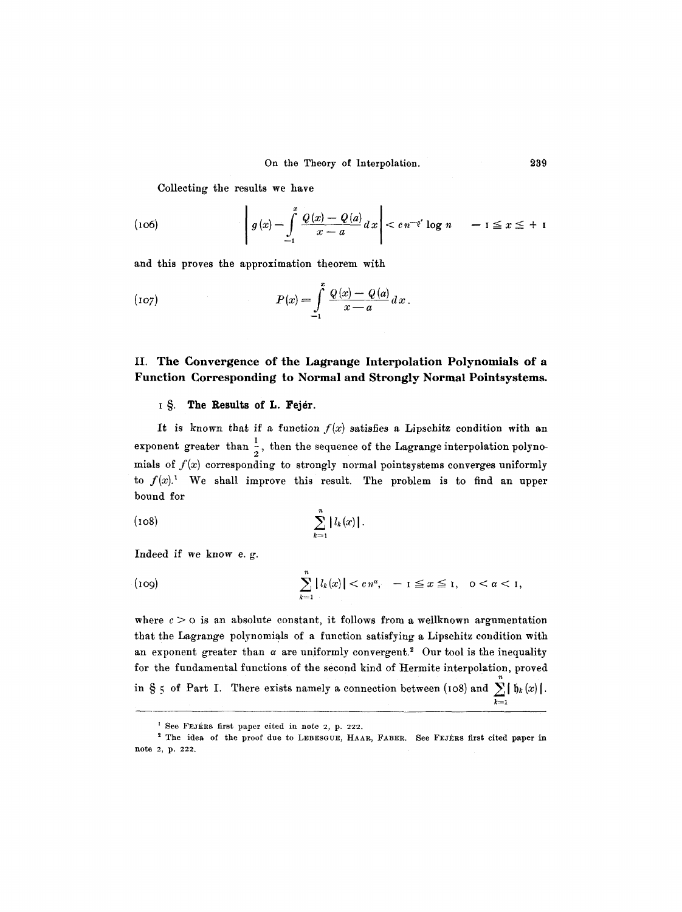Collecting the results we have

$$g(x) - \int_{-1}^{x} \frac{Q(x) - Q(a)}{x - a} dx \Bigg| < c n^{-\varrho'} \log n \qquad -1 \leqq x \leqq +1 \tag{106}$$

and this proves the approximation theorem with

$$P(x) = \int_{-1}^{x} \frac{Q(x) - Q(a)}{x - a} dx. \tag{107}$$

## II. The Convergence of the Lagrange Interpolation Polynomials of a Function Corresponding to Normal and Strongly Normal Pointsystems.

### 1 §. The Results of L. Fejér.

It is known that if a function $f(x)$ satisfies a Lipschitz condition with an exponent greater than $\frac{1}{2}$, then the sequence of the Lagrange interpolation polynomials of $f(x)$ corresponding to strongly normal pointsystems converges uniformly to $f(x)$.[1] We shall improve this result. The problem is to find an upper bound for

$$\sum_{k=1}^{n} |l_k(x)|. \tag{108}$$

Indeed if we know e. g.

$$\sum_{k=1}^{n} |l_k(x)| < c n^{\alpha}, \quad -1 \leqq x \leqq 1, \quad 0 < \alpha < 1, \tag{109}$$

where $c > 0$ is an absolute constant, it follows from a wellknown argumentation that the Lagrange polynomials of a function satisfying a Lipschitz condition with an exponent greater than $\alpha$ are uniformly convergent.[2] Our tool is the inequality for the fundamental functions of the second kind of Hermite interpolation, proved in § 5 of Part I. There exists namely a connection between (108) and $\sum_{k=1}^{n} |\mathfrak{h}_k(x)|$.

---

[1] See FEJÉRS first paper cited in note 2, p. 222.

[2] The idea of the proof due to LEBESGUE, HAAR, FABER. See FEJÉRS first cited paper in note 2, p. 222.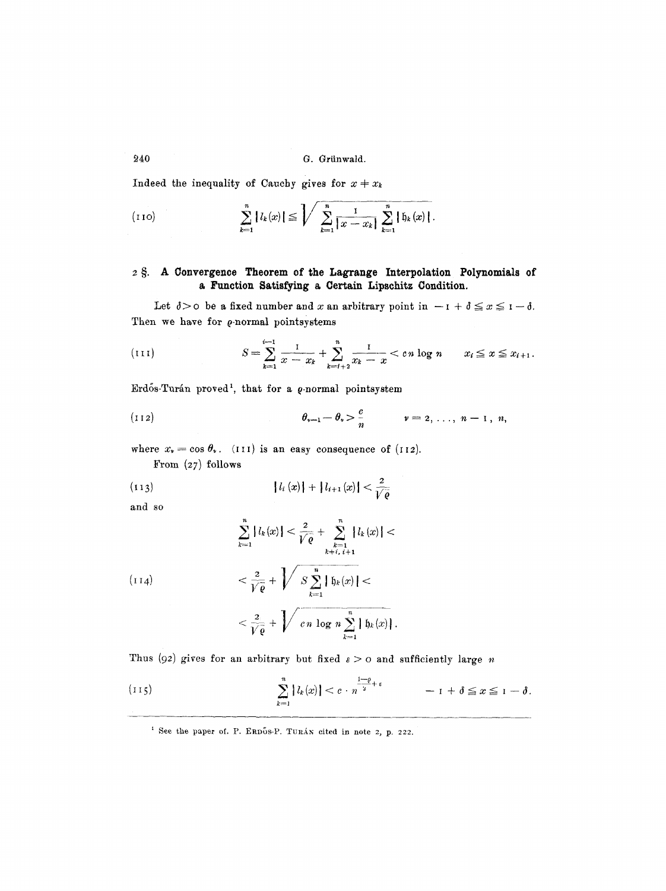Indeed the inequality of Cauchy gives for $x \neq x_k$

$$\sum_{k=1}^{n} |l_k(x)| \leqq \sqrt{\sum_{k=1}^{n} \frac{1}{|x - x_k|} \sum_{k=1}^{n} |\mathfrak{h}_k(x)|}. \tag{110}$$

## 2 §. A Convergence Theorem of the Lagrange Interpolation Polynomials of a Function Satisfying a Certain Lipschitz Condition.

Let $\delta > 0$ be a fixed number and $x$ an arbitrary point in $-1 + \delta \leqq x \leqq 1 - \delta$. Then we have for $\varrho$-normal pointsystems

$$S = \sum_{k=1}^{i-1} \frac{1}{x - x_k} + \sum_{k=i+2}^{n} \frac{1}{x_k - x} < cn \log n \qquad x_i \leqq x \leqq x_{i+1}. \tag{111}$$

Erdős-Turán proved[1], that for a $\varrho$-normal pointsystem

$$\theta_{\nu-1} - \theta_\nu > \frac{c}{n} \qquad \nu = 2, \ldots, n-1, n, \tag{112}$$

where $x_\nu = \cos \theta_\nu$. (111) is an easy consequence of (112).

From (27) follows

$$|l_i(x)| + |l_{i+1}(x)| < \frac{2}{\sqrt{\varrho}} \tag{113}$$

and so

$$\begin{aligned} \sum_{k=1}^{n} |l_k(x)| &< \frac{2}{\sqrt{\varrho}} + \sum_{\substack{k=1 \\ k \neq i,\, i+1}}^{n} |l_k(x)| < \\ &< \frac{2}{\sqrt{\varrho}} + \sqrt{S \sum_{k=1}^{n} |\mathfrak{h}_k(x)|} < \\ &< \frac{2}{\sqrt{\varrho}} + \sqrt{cn \log n \sum_{k=1}^{n} |\mathfrak{h}_k(x)|}. \end{aligned} \tag{114}$$

Thus (92) gives for an arbitrary but fixed $\varepsilon > 0$ and sufficiently large $n$

$$\sum_{k=1}^{n} |l_k(x)| < c \cdot n^{\frac{1-\varrho}{2} + \varepsilon} \qquad -1 + \delta \leqq x \leqq 1 - \delta. \tag{115}$$

---

[1] See the paper of. P. Erdős-P. Turán cited in note 2, p. 222.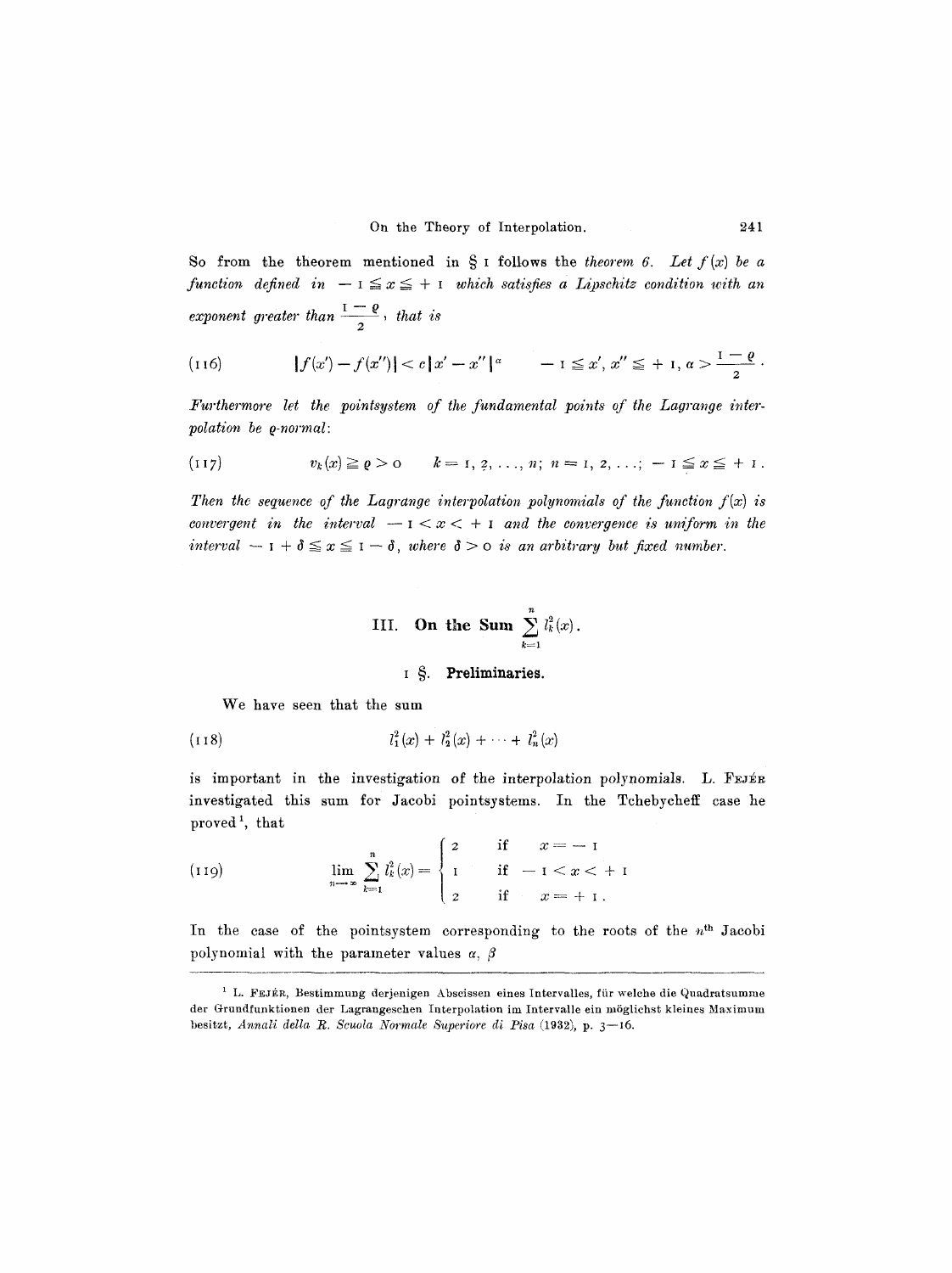So from the theorem mentioned in § 1 follows the *theorem 6. Let $f(x)$ be a function defined in $-1 \leqq x \leqq +1$ which satisfies a Lipschitz condition with an exponent greater than $\frac{1-\varrho}{2}$, that is*

$$(116) \qquad |f(x') - f(x'')| < c\,|x' - x''|^{\alpha} \qquad -1 \leqq x', x'' \leqq +1, \; \alpha > \frac{1-\varrho}{2}.$$

*Furthermore let the pointsystem of the fundamental points of the Lagrange interpolation be $\varrho$-normal:*

$$(117) \qquad v_k(x) \geqq \varrho > 0 \qquad k = 1, 2, \ldots, n; \; n = 1, 2, \ldots; \; -1 \leqq x \leqq +1.$$

*Then the sequence of the Lagrange interpolation polynomials of the function $f(x)$ is convergent in the interval $-1 < x < +1$ and the convergence is uniform in the interval $-1 + \delta \leqq x \leqq 1 - \delta$, where $\delta > 0$ is an arbitrary but fixed number.*

## III. On the Sum $\sum_{k=1}^{n} l_k^2(x)$.

### 1 §. Preliminaries.

We have seen that the sum

$$(118) \qquad l_1^2(x) + l_2^2(x) + \cdots + l_n^2(x)$$

is important in the investigation of the interpolation polynomials. L. Fejér investigated this sum for Jacobi pointsystems. In the Tchebycheff case he proved[1], that

$$(119) \qquad \lim_{n \to \infty} \sum_{k=1}^{n} l_k^2(x) = \begin{cases} 2 & \text{if} \quad x = -1 \\ 1 & \text{if} \quad -1 < x < +1 \\ 2 & \text{if} \quad x = +1. \end{cases}$$

In the case of the pointsystem corresponding to the roots of the $n^{\text{th}}$ Jacobi polynomial with the parameter values $\alpha$, $\beta$

---

[1] L. Fejér, Bestimmung derjenigen Abscissen eines Intervalles, für welche die Quadratsumme der Grundfunktionen der Lagrangeschen Interpolation im Intervalle ein möglichst kleines Maximum besitzt, *Annali della R. Scuola Normale Superiore di Pisa* (1932), p. 3—16.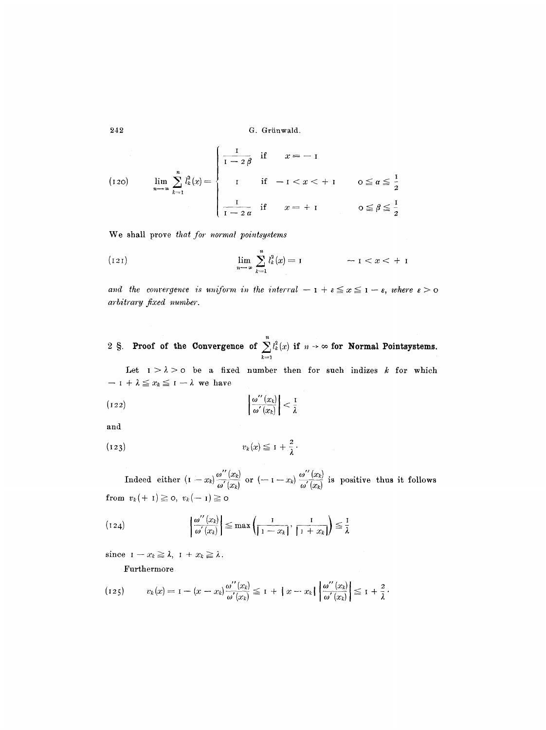$$\lim_{n \to \infty} \sum_{k=1}^{n} l_k^2(x) = \begin{cases} \dfrac{1}{1 - 2\beta} & \text{if} \quad x = -1 \\ 1 & \text{if} \quad -1 < x < +1 \qquad 0 \leqq \alpha \leqq \dfrac{1}{2} \\ \dfrac{1}{1 - 2\alpha} & \text{if} \quad x = +1 \qquad 0 \leqq \beta \leqq \dfrac{1}{2} \end{cases} \tag{120}$$

We shall prove *that for normal pointsystems*

$$\lim_{n \to \infty} \sum_{k=1}^{n} l_k^2(x) = 1 \qquad\qquad -1 < x < +1 \tag{121}$$

*and the convergence is uniform in the interval* $-1 + \varepsilon \leqq x \leqq 1 - \varepsilon$, *where* $\varepsilon > 0$ *arbitrary fixed number.*

## 2 §. Proof of the Convergence of $\sum_{k=1}^{n} l_k^2(x)$ if $n \to \infty$ for Normal Pointsystems.

Let $1 > \lambda > 0$ be a fixed number then for such indizes $k$ for which $-1 + \lambda \leqq x_k \leqq 1 - \lambda$ we have

$$\left| \frac{\omega''(x_k)}{\omega'(x_k)} \right| < \frac{1}{\lambda} \tag{122}$$

and

$$v_k(x) \leqq 1 + \frac{2}{\lambda}. \tag{123}$$

Indeed either $(1 - x_k) \dfrac{\omega''(x_k)}{\omega'(x_k)}$ or $(-1 - x_k) \dfrac{\omega''(x_k)}{\omega'(x_k)}$ is positive thus it follows from $v_k(+1) \geqq 0$, $v_k(-1) \geqq 0$

$$\left| \frac{\omega''(x_k)}{\omega'(x_k)} \right| \leqq \max \left( \frac{1}{|1 - x_k|}, \frac{1}{|1 + x_k|} \right) \leqq \frac{1}{\lambda} \tag{124}$$

since $1 - x_k \geqq \lambda$, $1 + x_k \geqq \lambda$.

Furthermore

$$v_k(x) = 1 - (x - x_k) \frac{\omega''(x_k)}{\omega'(x_k)} \leqq 1 + |x - x_k| \left| \frac{\omega''(x_k)}{\omega'(x_k)} \right| \leqq 1 + \frac{2}{\lambda}. \tag{125}$$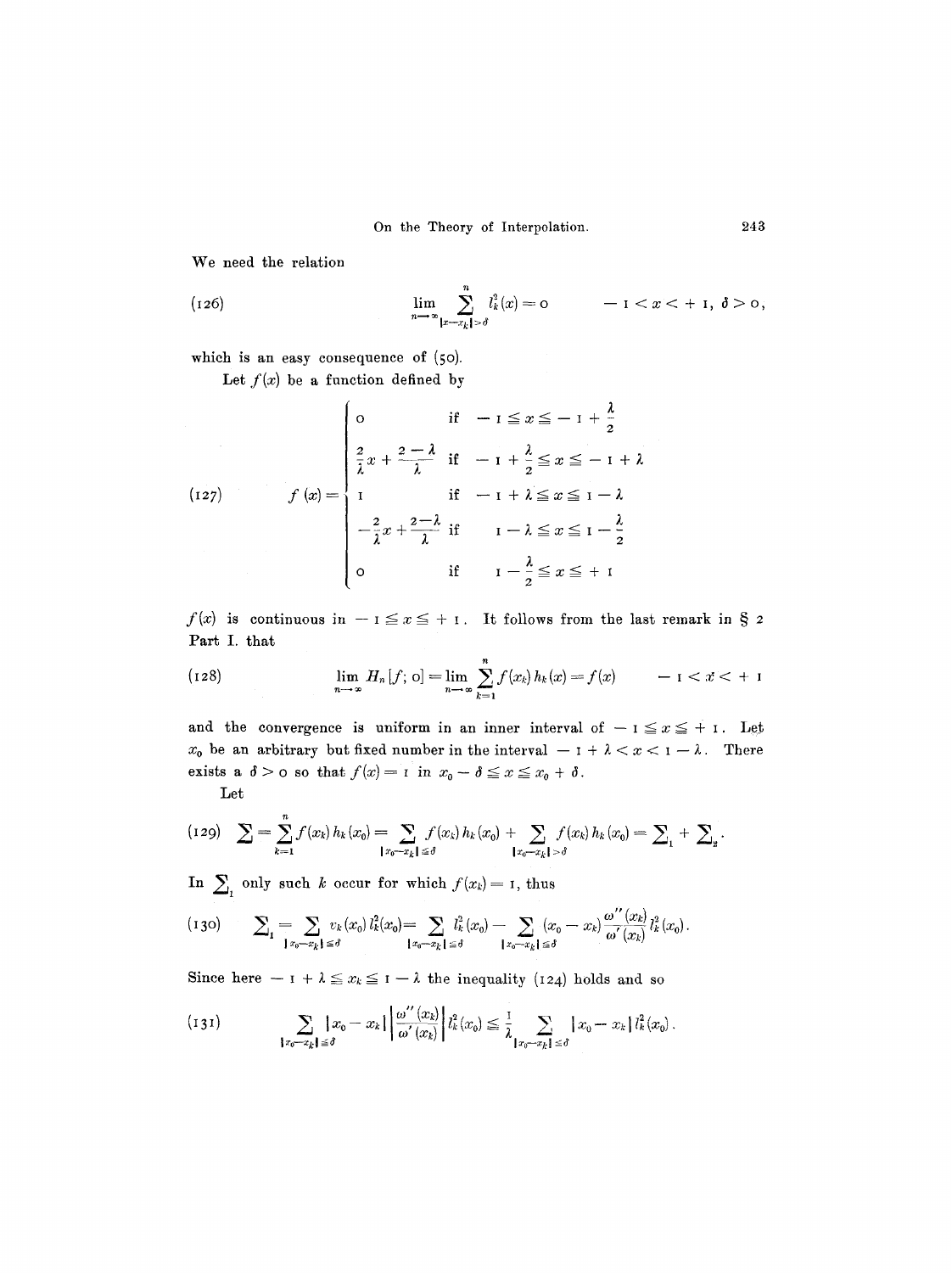We need the relation

$$\lim_{n\to\infty} \sum_{|x-x_k|>\delta}^{n} l_k^2(x) = 0 \qquad -1 < x < +1,\ \delta > 0, \tag{126}$$

which is an easy consequence of (50).

Let $f(x)$ be a function defined by

$$f(x) = \begin{cases} 0 & \text{if} \quad -1 \leqq x \leqq -1 + \frac{\lambda}{2} \\ \frac{2}{\lambda}x + \frac{2-\lambda}{\lambda} & \text{if} \quad -1 + \frac{\lambda}{2} \leqq x \leqq -1 + \lambda \\ 1 & \text{if} \quad -1 + \lambda \leqq x \leqq 1 - \lambda \\ -\frac{2}{\lambda}x + \frac{2-\lambda}{\lambda} & \text{if} \quad 1 - \lambda \leqq x \leqq 1 - \frac{\lambda}{2} \\ 0 & \text{if} \quad 1 - \frac{\lambda}{2} \leqq x \leqq +1 \end{cases} \tag{127}$$

$f(x)$ is continuous in $-1 \leqq x \leqq +1$. It follows from the last remark in § 2 Part I. that

$$\lim_{n\to\infty} H_n[f;\, 0] = \lim_{n\to\infty} \sum_{k=1}^{n} f(x_k) h_k(x) = f(x) \qquad -1 < x < +1 \tag{128}$$

and the convergence is uniform in an inner interval of $-1 \leqq x \leqq +1$. Let $x_0$ be an arbitrary but fixed number in the interval $-1 + \lambda < x < 1 - \lambda$. There exists a $\delta > 0$ so that $f(x) = 1$ in $x_0 - \delta \leqq x \leqq x_0 + \delta$.

Let

$$\sum = \sum_{k=1}^{n} f(x_k) h_k(x_0) = \sum_{|x_0-x_k|\leqq\delta} f(x_k) h_k(x_0) + \sum_{|x_0-x_k|>\delta} f(x_k) h_k(x_0) = \sum\nolimits_1 + \sum\nolimits_2. \tag{129}$$

In $\sum_1$ only such $k$ occur for which $f(x_k) = 1$, thus

$$\sum\nolimits_1 = \sum_{|x_0-x_k|\leqq\delta} v_k(x_0) l_k^2(x_0) = \sum_{|x_0-x_k|\leqq\delta} l_k^2(x_0) - \sum_{|x_0-x_k|\leqq\delta} (x_0 - x_k) \frac{\omega''(x_k)}{\omega'(x_k)} l_k^2(x_0). \tag{130}$$

Since here $-1 + \lambda \leqq x_k \leqq 1 - \lambda$ the inequality (124) holds and so

$$\sum_{|x_0-x_k|\leqq\delta} |x_0 - x_k| \left|\frac{\omega''(x_k)}{\omega'(x_k)}\right| l_k^2(x_0) \leqq \frac{1}{\lambda} \sum_{|x_0-x_k|\leqq\delta} |x_0 - x_k|\, l_k^2(x_0). \tag{131}$$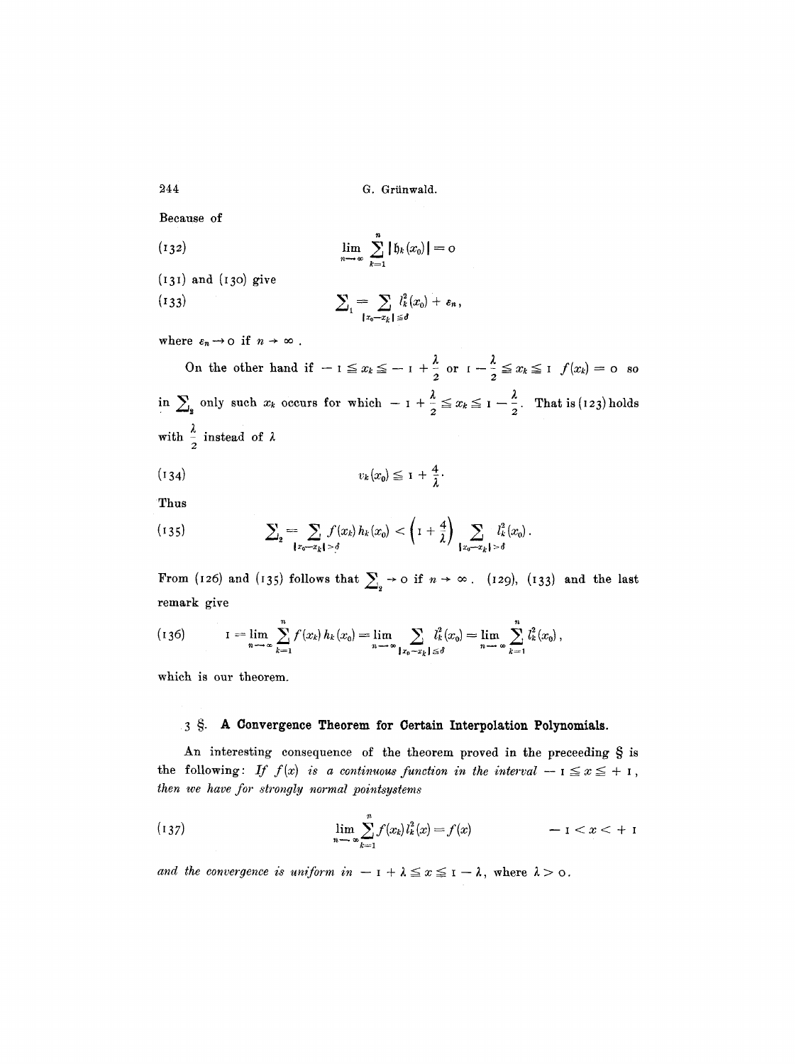Because of

$$\lim_{n\to\infty} \sum_{k=1}^{n} |\mathfrak{h}_k(x_0)| = 0 \tag{132}$$

(131) and (130) give

$$\sum\nolimits_1 = \sum_{|x_0 - x_k| \leq \delta} l_k^2(x_0) + \varepsilon_n, \tag{133}$$

where $\varepsilon_n \to 0$ if $n \to \infty$.

On the other hand if $-1 \leqq x_k \leqq -1 + \frac{\lambda}{2}$ or $1 - \frac{\lambda}{2} \leqq x_k \leqq 1$ $f(x_k) = 0$ so in $\sum_2$ only such $x_k$ occurs for which $-1 + \frac{\lambda}{2} \leqq x_k \leqq 1 - \frac{\lambda}{2}$. That is (123) holds with $\frac{\lambda}{2}$ instead of $\lambda$

$$v_k(x_0) \leqq 1 + \frac{4}{\lambda}. \tag{134}$$

Thus

$$\sum\nolimits_2 = \sum_{|x_0 - x_k| > \delta} f(x_k) h_k(x_0) < \left(1 + \frac{4}{\lambda}\right) \sum_{|x_0 - x_k| > \delta} l_k^2(x_0). \tag{135}$$

From (126) and (135) follows that $\sum_2 \to 0$ if $n \to \infty$. (129), (133) and the last remark give

$$1 = \lim_{n\to\infty} \sum_{k=1}^{n} f(x_k) h_k(x_0) = \lim_{n\to\infty} \sum_{|x_0 - x_k| \leq \delta} l_k^2(x_0) = \lim_{n\to\infty} \sum_{k=1}^{n} l_k^2(x_0), \tag{136}$$

which is our theorem.

## 3 §. A Convergence Theorem for Certain Interpolation Polynomials.

An interesting consequence of the theorem proved in the preceeding § is the following: *If $f(x)$ is a continuous function in the interval $-1 \leqq x \leqq +1$, then we have for strongly normal pointsystems*

$$\lim_{n\to\infty} \sum_{k=1}^{n} f(x_k) l_k^2(x) = f(x) \qquad -1 < x < +1 \tag{137}$$

*and the convergence is uniform in $-1 + \lambda \leqq x \leqq 1 - \lambda$*, where $\lambda > 0$.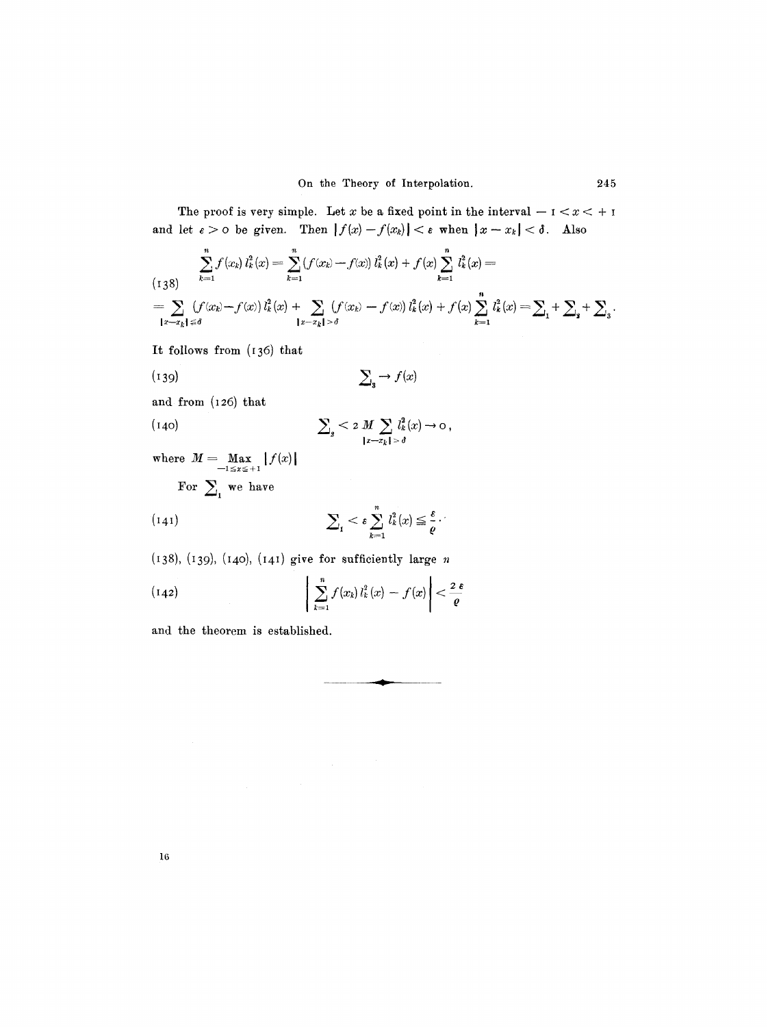The proof is very simple. Let $x$ be a fixed point in the interval $-1 < x < +1$ and let $\varepsilon > 0$ be given. Then $|f(x) - f(x_k)| < \varepsilon$ when $|x - x_k| < \delta$. Also

$$\sum_{k=1}^{n} f(x_k)\, l_k^2(x) = \sum_{k=1}^{n} (f(x_k) - f(x))\, l_k^2(x) + f(x) \sum_{k=1}^{n} l_k^2(x) = \tag{138}$$
$$= \sum_{|x-x_k| \leq \delta} (f(x_k) - f(x))\, l_k^2(x) + \sum_{|x-x_k| > \delta} (f(x_k) - f(x))\, l_k^2(x) + f(x) \sum_{k=1}^{n} l_k^2(x) = \sum\nolimits_1 + \sum\nolimits_2 + \sum\nolimits_3 .$$

It follows from (136) that

$$\sum\nolimits_3 \to f(x) \tag{139}$$

and from (126) that

$$\sum\nolimits_2 < 2\, M \sum_{|x-x_k| > \delta} l_k^2(x) \to 0 , \tag{140}$$

where $M = \operatorname*{Max}_{-1 \leq x \leq +1} |f(x)|$

For $\sum_1$ we have

$$\sum\nolimits_1 < \varepsilon \sum_{k=1}^{n} l_k^2(x) \leq \frac{\varepsilon}{\varrho} . \tag{141}$$

(138), (139), (140), (141) give for sufficiently large $n$

$$\left| \sum_{k=1}^{n} f(x_k)\, l_k^2(x) - f(x) \right| < \frac{2\,\varepsilon}{\varrho} \tag{142}$$

and the theorem is established.